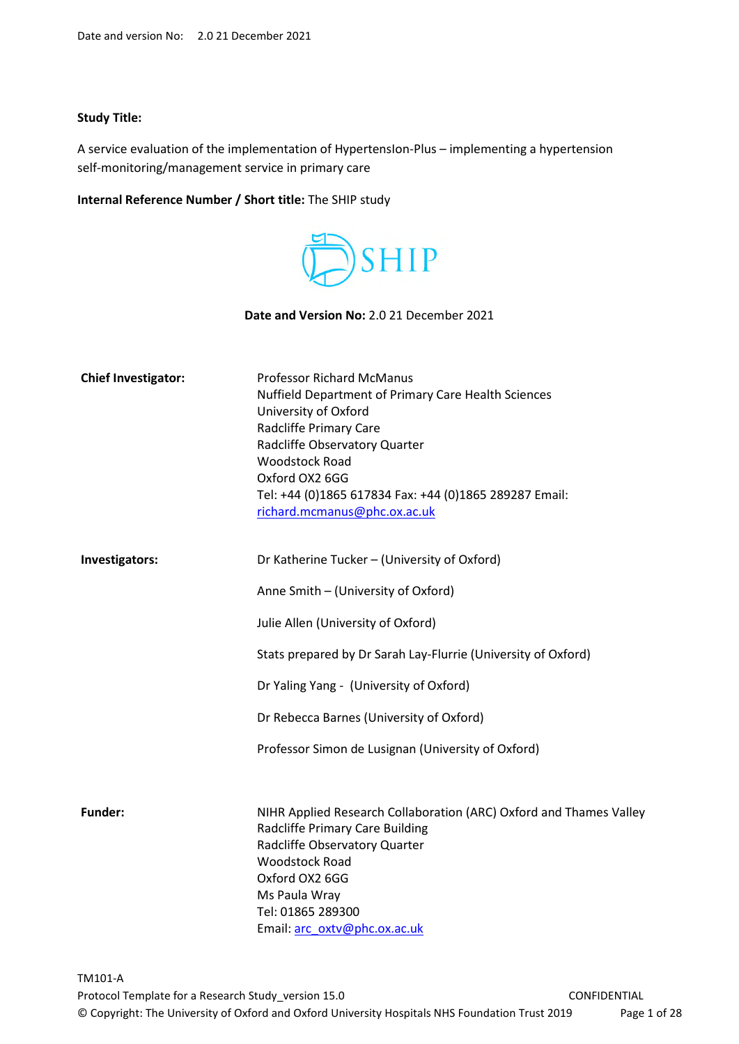**Study Title:**

A service evaluation of the implementation of HypertensIon-Plus – implementing a hypertension self-monitoring/management service in primary care

**Internal Reference Number / Short title:** The SHIP study

SHIP

**Date and Version No:** 2.0 21 December 2021

| | |
|---|---|
| **Chief Investigator:** | Professor Richard McManus<br>Nuffield Department of Primary Care Health Sciences<br>University of Oxford<br>Radcliffe Primary Care<br>Radcliffe Observatory Quarter<br>Woodstock Road<br>Oxford OX2 6GG<br>Tel: +44 (0)1865 617834 Fax: +44 (0)1865 289287 Email: richard.mcmanus@phc.ox.ac.uk |
| **Investigators:** | Dr Katherine Tucker – (University of Oxford)<br>Anne Smith – (University of Oxford)<br>Julie Allen (University of Oxford)<br>Stats prepared by Dr Sarah Lay-Flurrie (University of Oxford)<br>Dr Yaling Yang - (University of Oxford)<br>Dr Rebecca Barnes (University of Oxford)<br>Professor Simon de Lusignan (University of Oxford) |
| **Funder:** | NIHR Applied Research Collaboration (ARC) Oxford and Thames Valley<br>Radcliffe Primary Care Building<br>Radcliffe Observatory Quarter<br>Woodstock Road<br>Oxford OX2 6GG<br>Ms Paula Wray<br>Tel: 01865 289300<br>Email: arc_oxtv@phc.ox.ac.uk |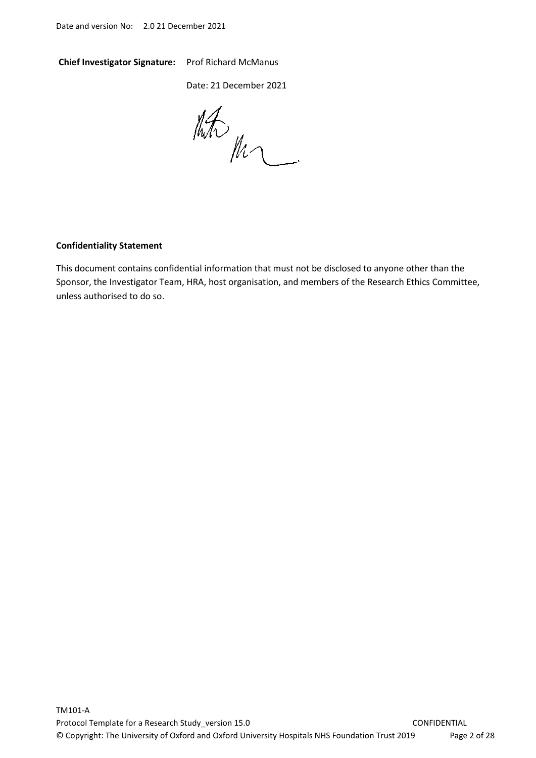**Chief Investigator Signature:** Prof Richard McManus

Date: 21 December 2021

**Confidentiality Statement**

This document contains confidential information that must not be disclosed to anyone other than the Sponsor, the Investigator Team, HRA, host organisation, and members of the Research Ethics Committee, unless authorised to do so.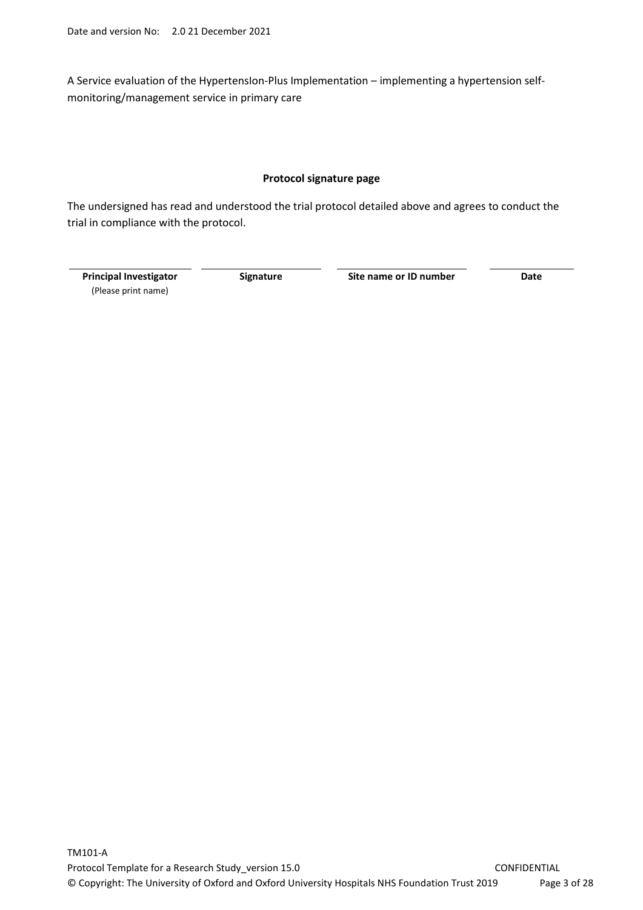A Service evaluation of the HypertensIon-Plus Implementation – implementing a hypertension self-monitoring/management service in primary care

**Protocol signature page**

The undersigned has read and understood the trial protocol detailed above and agrees to conduct the trial in compliance with the protocol.

| **Principal Investigator** (Please print name) | **Signature** | **Site name or ID number** | **Date** |
|---|---|---|---|
| | | | |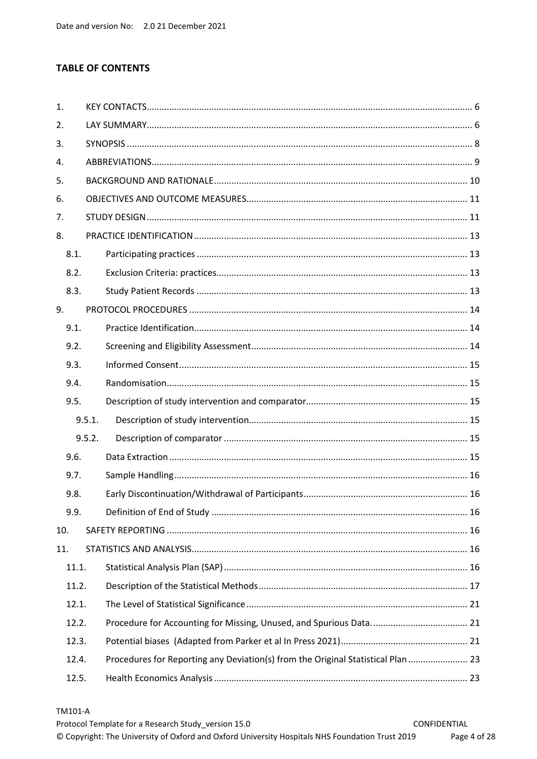Date and version No: 2.0 21 December 2021

**TABLE OF CONTENTS**

1. KEY CONTACTS ............ 6
2. LAY SUMMARY ............ 6
3. SYNOPSIS ............ 8
4. ABBREVIATIONS ............ 9
5. BACKGROUND AND RATIONALE ............ 10
6. OBJECTIVES AND OUTCOME MEASURES ............ 11
7. STUDY DESIGN ............ 11
8. PRACTICE IDENTIFICATION ............ 13
   - 8.1. Participating practices ............ 13
   - 8.2. Exclusion Criteria: practices ............ 13
   - 8.3. Study Patient Records ............ 13
9. PROTOCOL PROCEDURES ............ 14
   - 9.1. Practice Identification ............ 14
   - 9.2. Screening and Eligibility Assessment ............ 14
   - 9.3. Informed Consent ............ 15
   - 9.4. Randomisation ............ 15
   - 9.5. Description of study intervention and comparator ............ 15
     - 9.5.1. Description of study intervention ............ 15
     - 9.5.2. Description of comparator ............ 15
   - 9.6. Data Extraction ............ 15
   - 9.7. Sample Handling ............ 16
   - 9.8. Early Discontinuation/Withdrawal of Participants ............ 16
   - 9.9. Definition of End of Study ............ 16
10. SAFETY REPORTING ............ 16
11. STATISTICS AND ANALYSIS ............ 16
   - 11.1. Statistical Analysis Plan (SAP) ............ 16
   - 11.2. Description of the Statistical Methods ............ 17
   - 12.1. The Level of Statistical Significance ............ 21
   - 12.2. Procedure for Accounting for Missing, Unused, and Spurious Data. ............ 21
   - 12.3. Potential biases (Adapted from Parker et al In Press 2021) ............ 21
   - 12.4. Procedures for Reporting any Deviation(s) from the Original Statistical Plan ............ 23
   - 12.5. Health Economics Analysis ............ 23

TM101-A
Protocol Template for a Research Study_version 15.0 CONFIDENTIAL
© Copyright: The University of Oxford and Oxford University Hospitals NHS Foundation Trust 2019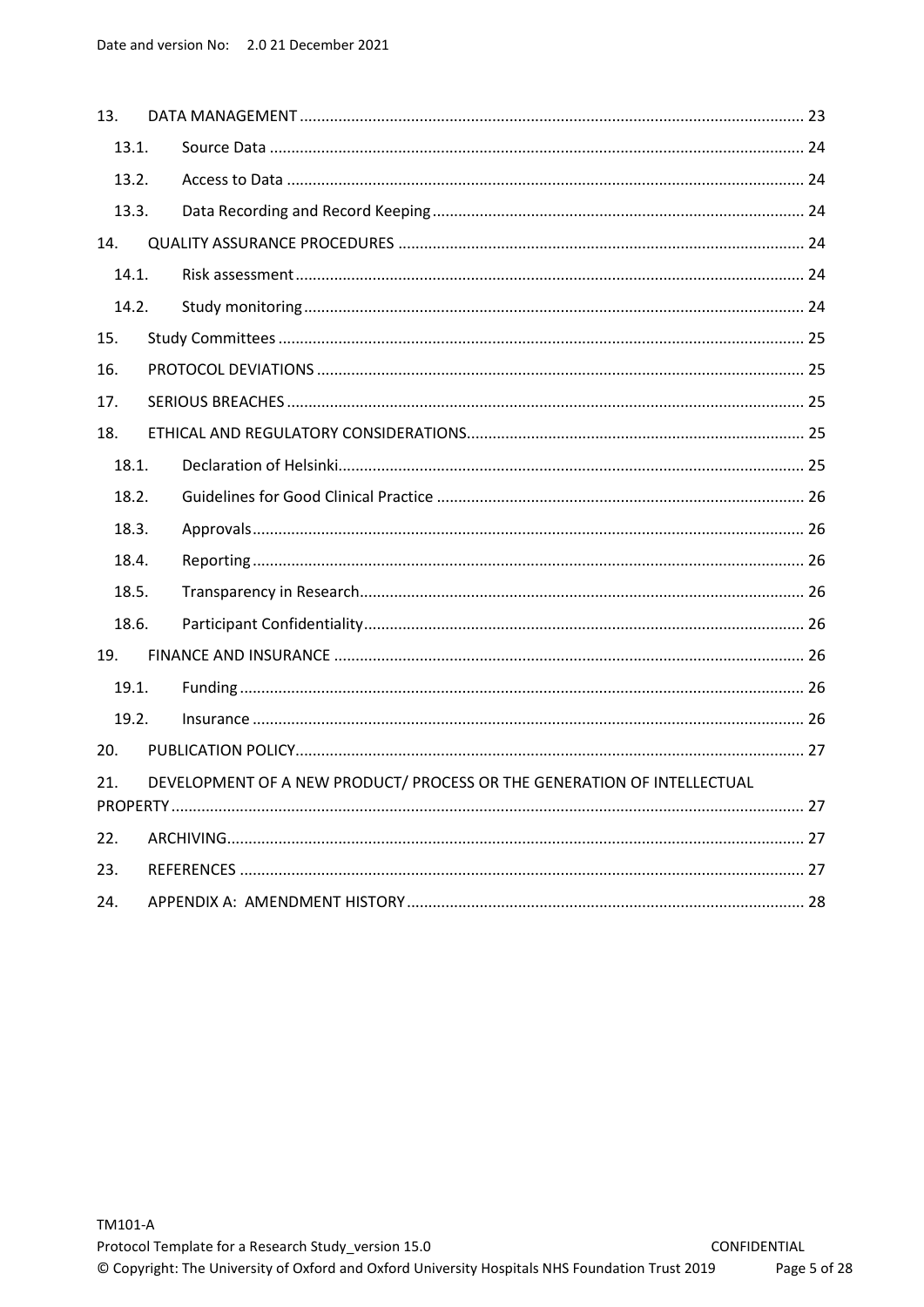13. DATA MANAGEMENT ..... 23
  13.1. Source Data ..... 24
  13.2. Access to Data ..... 24
  13.3. Data Recording and Record Keeping ..... 24
14. QUALITY ASSURANCE PROCEDURES ..... 24
  14.1. Risk assessment ..... 24
  14.2. Study monitoring ..... 24
15. Study Committees ..... 25
16. PROTOCOL DEVIATIONS ..... 25
17. SERIOUS BREACHES ..... 25
18. ETHICAL AND REGULATORY CONSIDERATIONS ..... 25
  18.1. Declaration of Helsinki ..... 25
  18.2. Guidelines for Good Clinical Practice ..... 26
  18.3. Approvals ..... 26
  18.4. Reporting ..... 26
  18.5. Transparency in Research ..... 26
  18.6. Participant Confidentiality ..... 26
19. FINANCE AND INSURANCE ..... 26
  19.1. Funding ..... 26
  19.2. Insurance ..... 26
20. PUBLICATION POLICY ..... 27
21. DEVELOPMENT OF A NEW PRODUCT/ PROCESS OR THE GENERATION OF INTELLECTUAL PROPERTY ..... 27
22. ARCHIVING ..... 27
23. REFERENCES ..... 27
24. APPENDIX A: AMENDMENT HISTORY ..... 28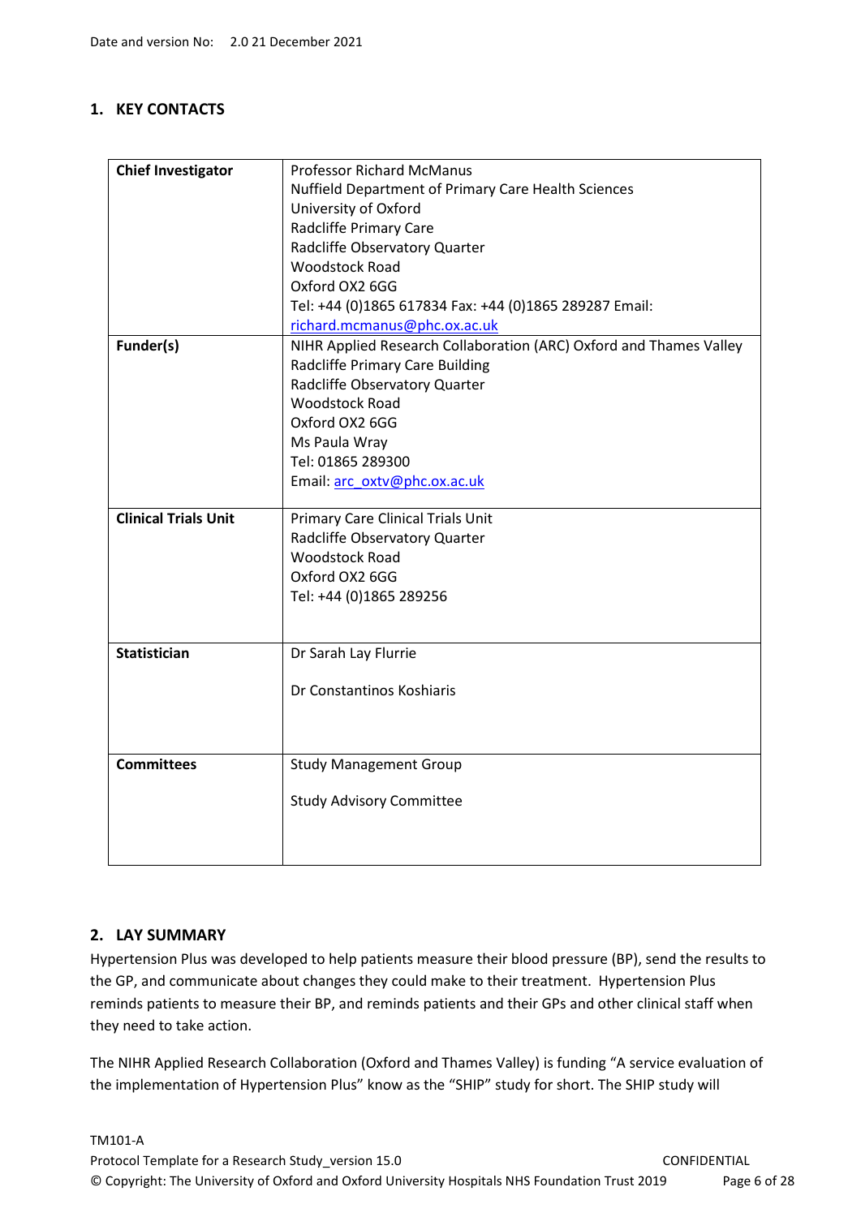## 1. KEY CONTACTS

| | |
|---|---|
| **Chief Investigator** | Professor Richard McManus<br>Nuffield Department of Primary Care Health Sciences<br>University of Oxford<br>Radcliffe Primary Care<br>Radcliffe Observatory Quarter<br>Woodstock Road<br>Oxford OX2 6GG<br>Tel: +44 (0)1865 617834 Fax: +44 (0)1865 289287 Email: richard.mcmanus@phc.ox.ac.uk |
| **Funder(s)** | NIHR Applied Research Collaboration (ARC) Oxford and Thames Valley<br>Radcliffe Primary Care Building<br>Radcliffe Observatory Quarter<br>Woodstock Road<br>Oxford OX2 6GG<br>Ms Paula Wray<br>Tel: 01865 289300<br>Email: arc_oxtv@phc.ox.ac.uk |
| **Clinical Trials Unit** | Primary Care Clinical Trials Unit<br>Radcliffe Observatory Quarter<br>Woodstock Road<br>Oxford OX2 6GG<br>Tel: +44 (0)1865 289256 |
| **Statistician** | Dr Sarah Lay Flurrie<br><br>Dr Constantinos Koshiaris |
| **Committees** | Study Management Group<br><br>Study Advisory Committee |

## 2. LAY SUMMARY

Hypertension Plus was developed to help patients measure their blood pressure (BP), send the results to the GP, and communicate about changes they could make to their treatment. Hypertension Plus reminds patients to measure their BP, and reminds patients and their GPs and other clinical staff when they need to take action.

The NIHR Applied Research Collaboration (Oxford and Thames Valley) is funding "A service evaluation of the implementation of Hypertension Plus" know as the "SHIP" study for short. The SHIP study will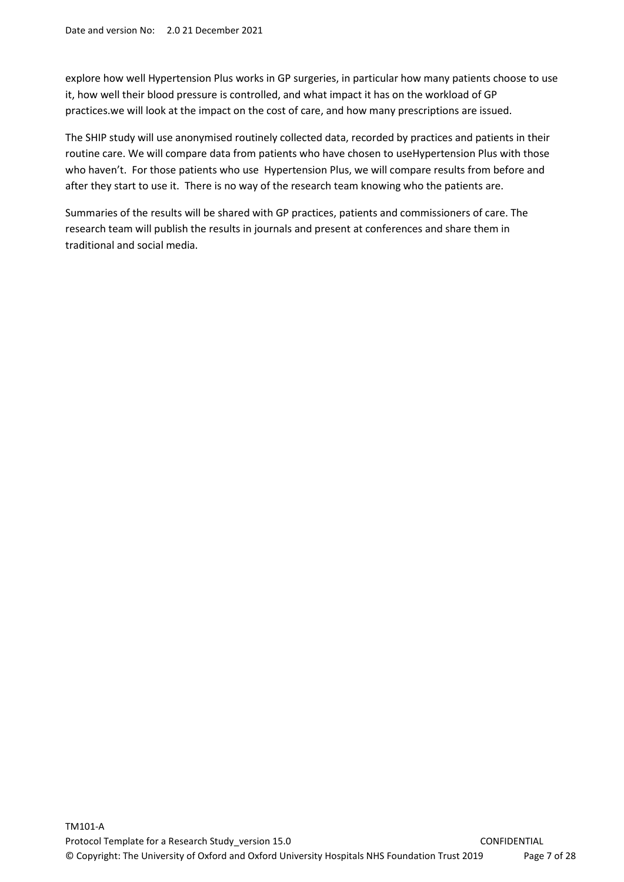explore how well Hypertension Plus works in GP surgeries, in particular how many patients choose to use it, how well their blood pressure is controlled, and what impact it has on the workload of GP practices.we will look at the impact on the cost of care, and how many prescriptions are issued.

The SHIP study will use anonymised routinely collected data, recorded by practices and patients in their routine care. We will compare data from patients who have chosen to useHypertension Plus with those who haven't. For those patients who use Hypertension Plus, we will compare results from before and after they start to use it. There is no way of the research team knowing who the patients are.

Summaries of the results will be shared with GP practices, patients and commissioners of care. The research team will publish the results in journals and present at conferences and share them in traditional and social media.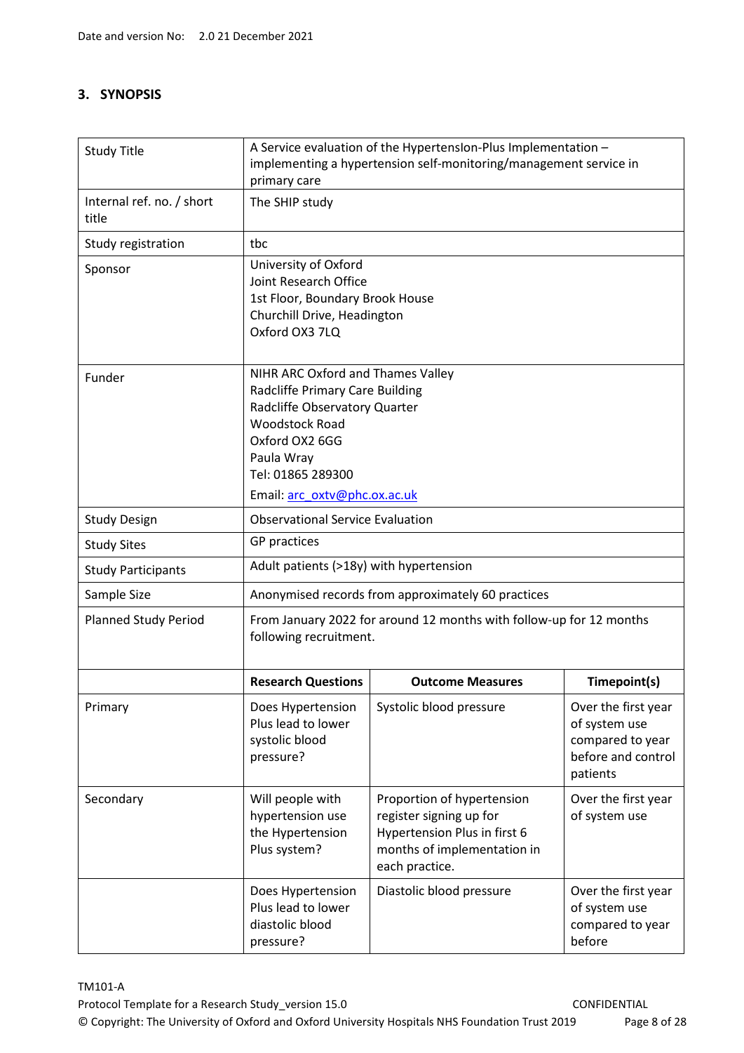## 3. SYNOPSIS

| Study Title | A Service evaluation of the HypertensIon-Plus Implementation – implementing a hypertension self-monitoring/management service in primary care | | |
|---|---|---|---|
| Internal ref. no. / short title | The SHIP study | | |
| Study registration | tbc | | |
| Sponsor | University of Oxford<br>Joint Research Office<br>1st Floor, Boundary Brook House<br>Churchill Drive, Headington<br>Oxford OX3 7LQ | | |
| Funder | NIHR ARC Oxford and Thames Valley<br>Radcliffe Primary Care Building<br>Radcliffe Observatory Quarter<br>Woodstock Road<br>Oxford OX2 6GG<br>Paula Wray<br>Tel: 01865 289300<br>Email: arc_oxtv@phc.ox.ac.uk | | |
| Study Design | Observational Service Evaluation | | |
| Study Sites | GP practices | | |
| Study Participants | Adult patients (>18y) with hypertension | | |
| Sample Size | Anonymised records from approximately 60 practices | | |
| Planned Study Period | From January 2022 for around 12 months with follow-up for 12 months following recruitment. | | |
| | **Research Questions** | **Outcome Measures** | **Timepoint(s)** |
| Primary | Does Hypertension Plus lead to lower systolic blood pressure? | Systolic blood pressure | Over the first year of system use compared to year before and control patients |
| Secondary | Will people with hypertension use the Hypertension Plus system? | Proportion of hypertension register signing up for Hypertension Plus in first 6 months of implementation in each practice. | Over the first year of system use |
| | Does Hypertension Plus lead to lower diastolic blood pressure? | Diastolic blood pressure | Over the first year of system use compared to year before |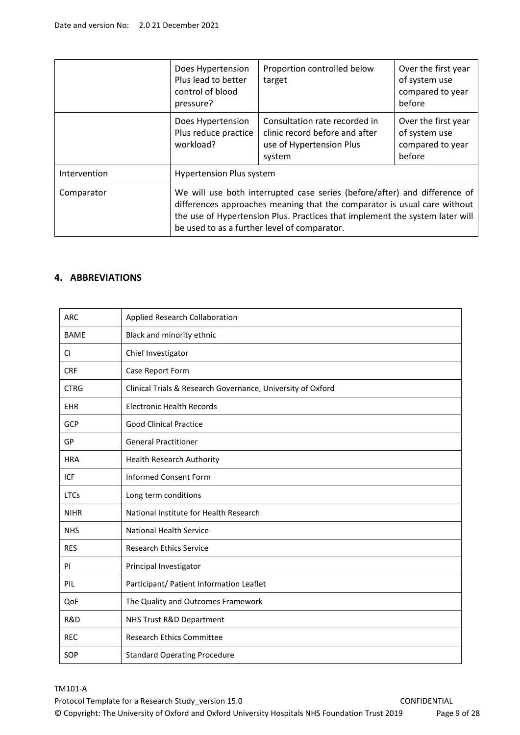| | | | |
|---|---|---|---|
| | Does Hypertension Plus lead to better control of blood pressure? | Proportion controlled below target | Over the first year of system use compared to year before |
| | Does Hypertension Plus reduce practice workload? | Consultation rate recorded in clinic record before and after use of Hypertension Plus system | Over the first year of system use compared to year before |
| Intervention | Hypertension Plus system | | |
| Comparator | We will use both interrupted case series (before/after) and difference of differences approaches meaning that the comparator is usual care without the use of Hypertension Plus. Practices that implement the system later will be used to as a further level of comparator. | | |

## 4. ABBREVIATIONS

| | |
|---|---|
| ARC | Applied Research Collaboration |
| BAME | Black and minority ethnic |
| CI | Chief Investigator |
| CRF | Case Report Form |
| CTRG | Clinical Trials & Research Governance, University of Oxford |
| EHR | Electronic Health Records |
| GCP | Good Clinical Practice |
| GP | General Practitioner |
| HRA | Health Research Authority |
| ICF | Informed Consent Form |
| LTCs | Long term conditions |
| NIHR | National Institute for Health Research |
| NHS | National Health Service |
| RES | Research Ethics Service |
| PI | Principal Investigator |
| PIL | Participant/ Patient Information Leaflet |
| QoF | The Quality and Outcomes Framework |
| R&D | NHS Trust R&D Department |
| REC | Research Ethics Committee |
| SOP | Standard Operating Procedure |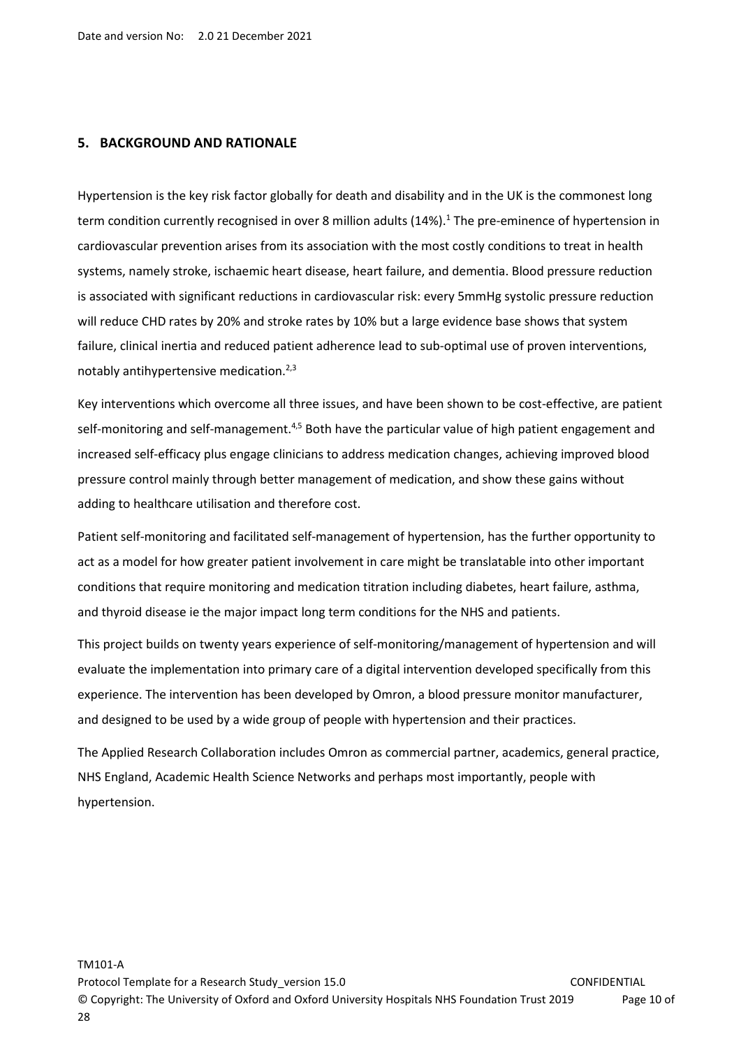## 5. BACKGROUND AND RATIONALE

Hypertension is the key risk factor globally for death and disability and in the UK is the commonest long term condition currently recognised in over 8 million adults (14%).[1] The pre-eminence of hypertension in cardiovascular prevention arises from its association with the most costly conditions to treat in health systems, namely stroke, ischaemic heart disease, heart failure, and dementia. Blood pressure reduction is associated with significant reductions in cardiovascular risk: every 5mmHg systolic pressure reduction will reduce CHD rates by 20% and stroke rates by 10% but a large evidence base shows that system failure, clinical inertia and reduced patient adherence lead to sub-optimal use of proven interventions, notably antihypertensive medication.[2,3]

Key interventions which overcome all three issues, and have been shown to be cost-effective, are patient self-monitoring and self-management.[4,5] Both have the particular value of high patient engagement and increased self-efficacy plus engage clinicians to address medication changes, achieving improved blood pressure control mainly through better management of medication, and show these gains without adding to healthcare utilisation and therefore cost.

Patient self-monitoring and facilitated self-management of hypertension, has the further opportunity to act as a model for how greater patient involvement in care might be translatable into other important conditions that require monitoring and medication titration including diabetes, heart failure, asthma, and thyroid disease ie the major impact long term conditions for the NHS and patients.

This project builds on twenty years experience of self-monitoring/management of hypertension and will evaluate the implementation into primary care of a digital intervention developed specifically from this experience. The intervention has been developed by Omron, a blood pressure monitor manufacturer, and designed to be used by a wide group of people with hypertension and their practices.

The Applied Research Collaboration includes Omron as commercial partner, academics, general practice, NHS England, Academic Health Science Networks and perhaps most importantly, people with hypertension.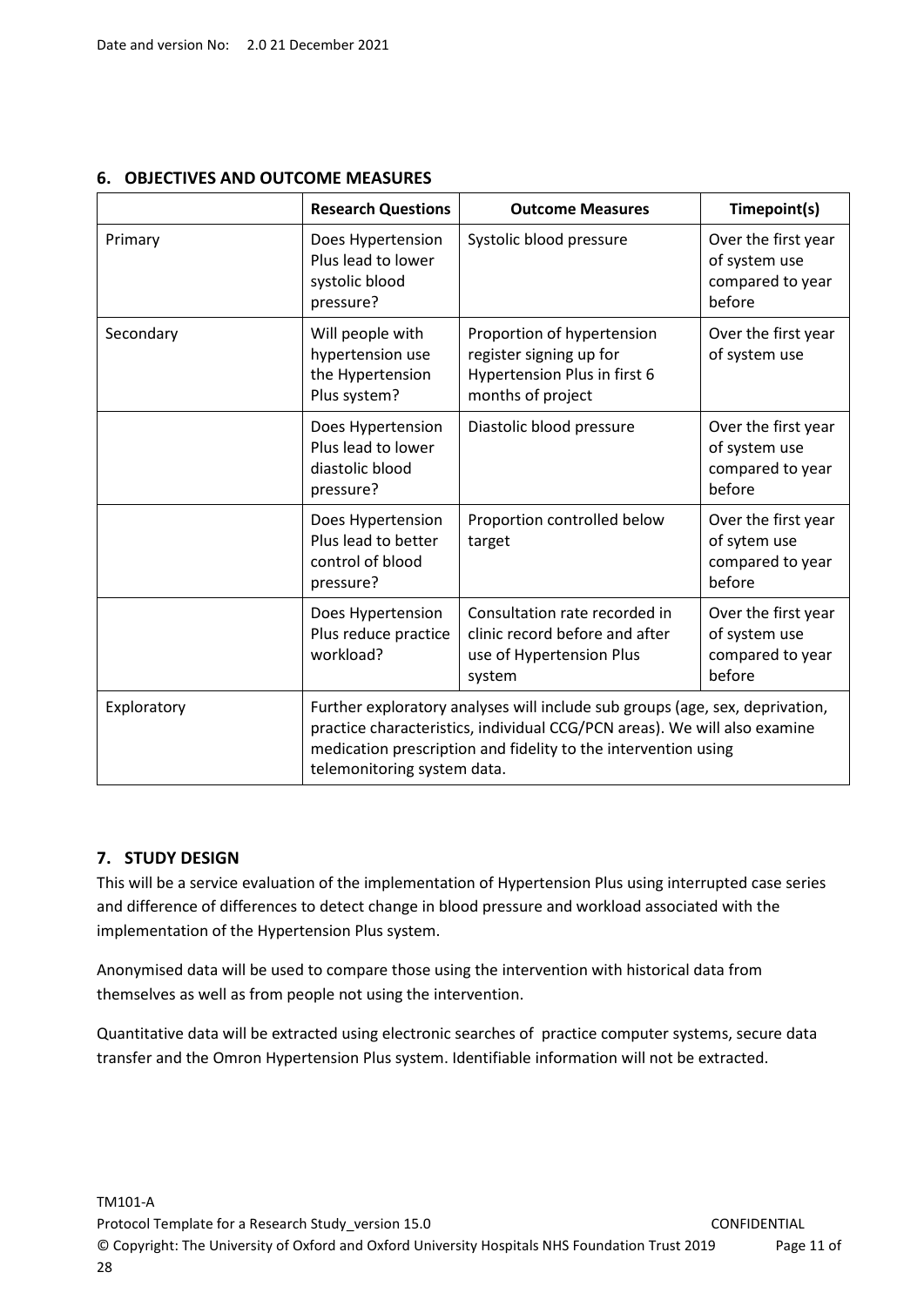## 6. OBJECTIVES AND OUTCOME MEASURES

| | Research Questions | Outcome Measures | Timepoint(s) |
|---|---|---|---|
| Primary | Does Hypertension Plus lead to lower systolic blood pressure? | Systolic blood pressure | Over the first year of system use compared to year before |
| Secondary | Will people with hypertension use the Hypertension Plus system? | Proportion of hypertension register signing up for Hypertension Plus in first 6 months of project | Over the first year of system use |
| | Does Hypertension Plus lead to lower diastolic blood pressure? | Diastolic blood pressure | Over the first year of system use compared to year before |
| | Does Hypertension Plus lead to better control of blood pressure? | Proportion controlled below target | Over the first year of sytem use compared to year before |
| | Does Hypertension Plus reduce practice workload? | Consultation rate recorded in clinic record before and after use of Hypertension Plus system | Over the first year of sytem use compared to year before |
| Exploratory | Further exploratory analyses will include sub groups (age, sex, deprivation, practice characteristics, individual CCG/PCN areas). We will also examine medication prescription and fidelity to the intervention using telemonitoring system data. | | |

## 7. STUDY DESIGN

This will be a service evaluation of the implementation of Hypertension Plus using interrupted case series and difference of differences to detect change in blood pressure and workload associated with the implementation of the Hypertension Plus system.

Anonymised data will be used to compare those using the intervention with historical data from themselves as well as from people not using the intervention.

Quantitative data will be extracted using electronic searches of practice computer systems, secure data transfer and the Omron Hypertension Plus system. Identifiable information will not be extracted.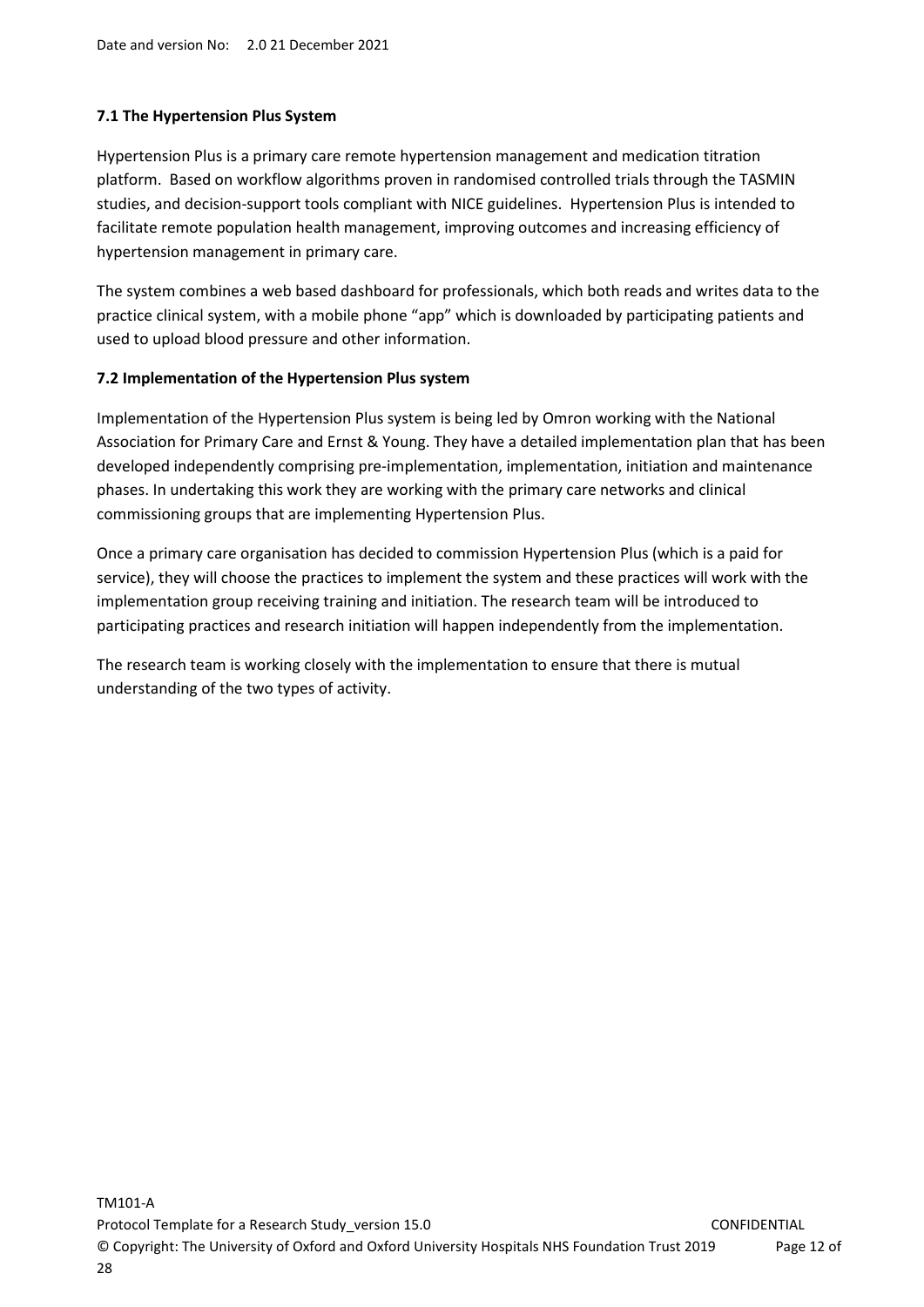### 7.1 The Hypertension Plus System

Hypertension Plus is a primary care remote hypertension management and medication titration platform. Based on workflow algorithms proven in randomised controlled trials through the TASMIN studies, and decision-support tools compliant with NICE guidelines. Hypertension Plus is intended to facilitate remote population health management, improving outcomes and increasing efficiency of hypertension management in primary care.

The system combines a web based dashboard for professionals, which both reads and writes data to the practice clinical system, with a mobile phone "app" which is downloaded by participating patients and used to upload blood pressure and other information.

### 7.2 Implementation of the Hypertension Plus system

Implementation of the Hypertension Plus system is being led by Omron working with the National Association for Primary Care and Ernst & Young. They have a detailed implementation plan that has been developed independently comprising pre-implementation, implementation, initiation and maintenance phases. In undertaking this work they are working with the primary care networks and clinical commissioning groups that are implementing Hypertension Plus.

Once a primary care organisation has decided to commission Hypertension Plus (which is a paid for service), they will choose the practices to implement the system and these practices will work with the implementation group receiving training and initiation. The research team will be introduced to participating practices and research initiation will happen independently from the implementation.

The research team is working closely with the implementation to ensure that there is mutual understanding of the two types of activity.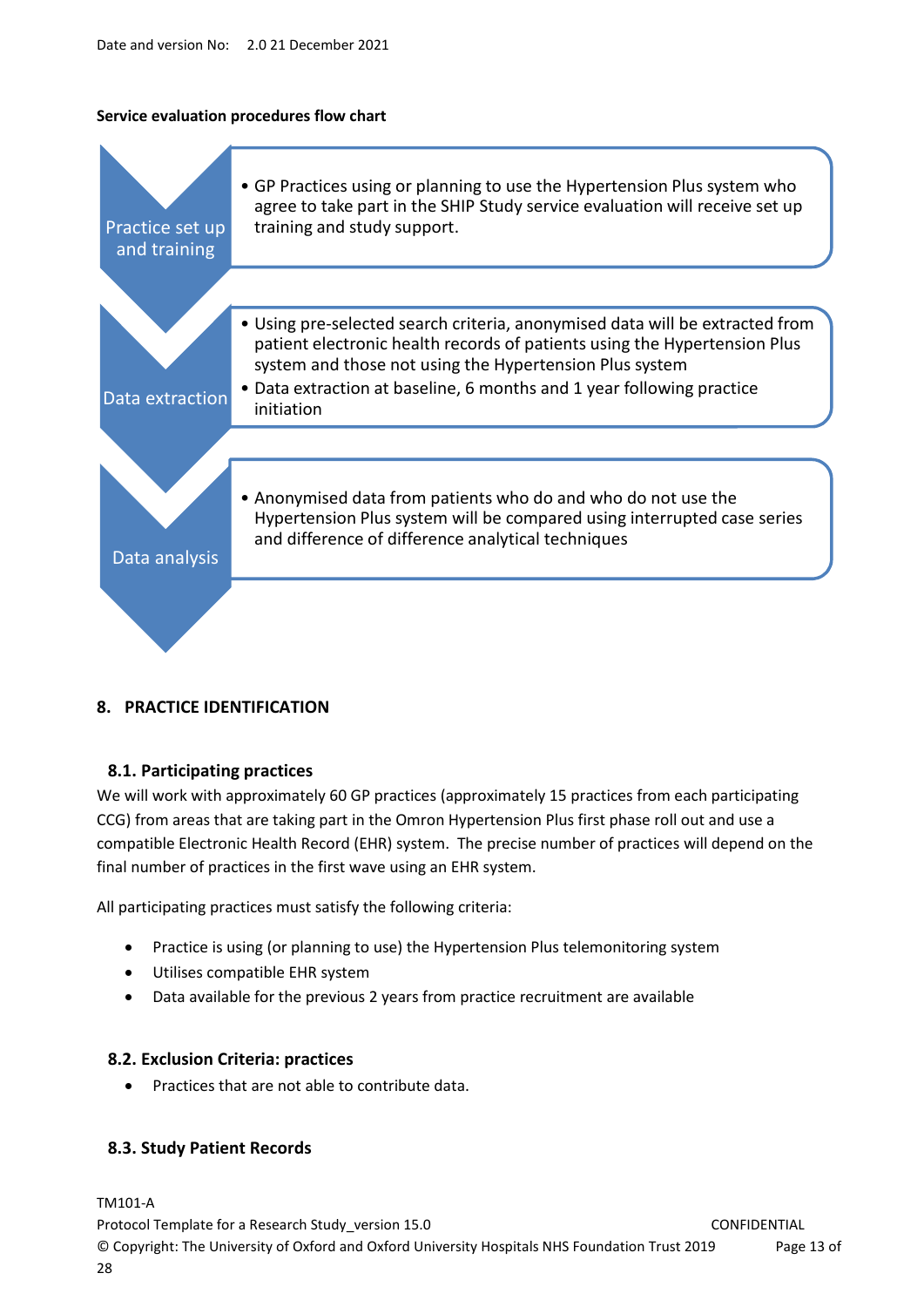**Service evaluation procedures flow chart**

**Practice set up and training**

- GP Practices using or planning to use the Hypertension Plus system who agree to take part in the SHIP Study service evaluation will receive set up training and study support.

**Data extraction**

- Using pre-selected search criteria, anonymised data will be extracted from patient electronic health records of patients using the Hypertension Plus system and those not using the Hypertension Plus system
- Data extraction at baseline, 6 months and 1 year following practice initiation

**Data analysis**

- Anonymised data from patients who do and who do not use the Hypertension Plus system will be compared using interrupted case series and difference of difference analytical techniques

## 8. PRACTICE IDENTIFICATION

### 8.1. Participating practices

We will work with approximately 60 GP practices (approximately 15 practices from each participating CCG) from areas that are taking part in the Omron Hypertension Plus first phase roll out and use a compatible Electronic Health Record (EHR) system. The precise number of practices will depend on the final number of practices in the first wave using an EHR system.

All participating practices must satisfy the following criteria:

- Practice is using (or planning to use) the Hypertension Plus telemonitoring system
- Utilises compatible EHR system
- Data available for the previous 2 years from practice recruitment are available

### 8.2. Exclusion Criteria: practices

- Practices that are not able to contribute data.

### 8.3. Study Patient Records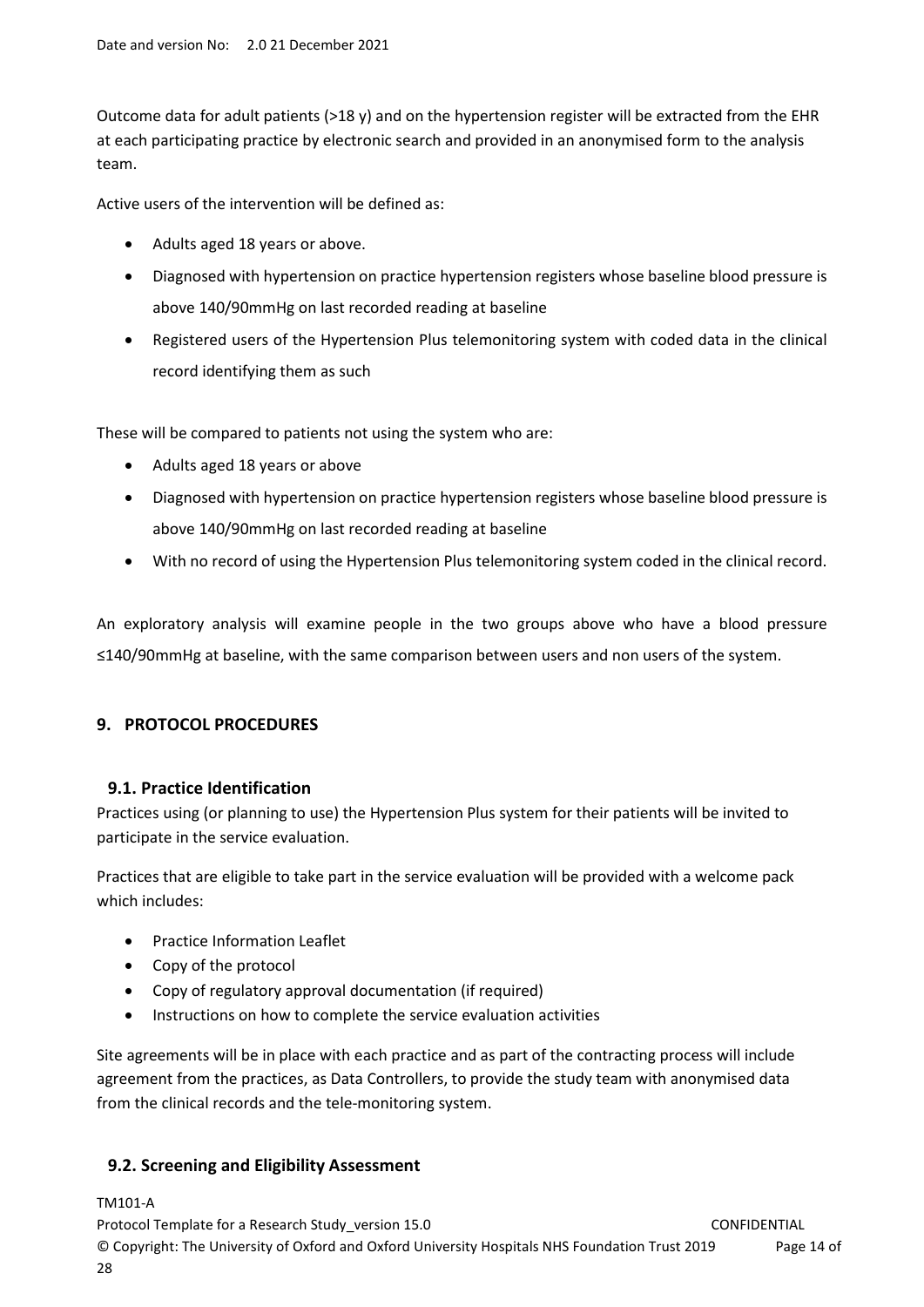Outcome data for adult patients (>18 y) and on the hypertension register will be extracted from the EHR at each participating practice by electronic search and provided in an anonymised form to the analysis team.

Active users of the intervention will be defined as:

- Adults aged 18 years or above.
- Diagnosed with hypertension on practice hypertension registers whose baseline blood pressure is above 140/90mmHg on last recorded reading at baseline
- Registered users of the Hypertension Plus telemonitoring system with coded data in the clinical record identifying them as such

These will be compared to patients not using the system who are:

- Adults aged 18 years or above
- Diagnosed with hypertension on practice hypertension registers whose baseline blood pressure is above 140/90mmHg on last recorded reading at baseline
- With no record of using the Hypertension Plus telemonitoring system coded in the clinical record.

An exploratory analysis will examine people in the two groups above who have a blood pressure ≤140/90mmHg at baseline, with the same comparison between users and non users of the system.

## 9. PROTOCOL PROCEDURES

### 9.1. Practice Identification

Practices using (or planning to use) the Hypertension Plus system for their patients will be invited to participate in the service evaluation.

Practices that are eligible to take part in the service evaluation will be provided with a welcome pack which includes:

- Practice Information Leaflet
- Copy of the protocol
- Copy of regulatory approval documentation (if required)
- Instructions on how to complete the service evaluation activities

Site agreements will be in place with each practice and as part of the contracting process will include agreement from the practices, as Data Controllers, to provide the study team with anonymised data from the clinical records and the tele-monitoring system.

### 9.2. Screening and Eligibility Assessment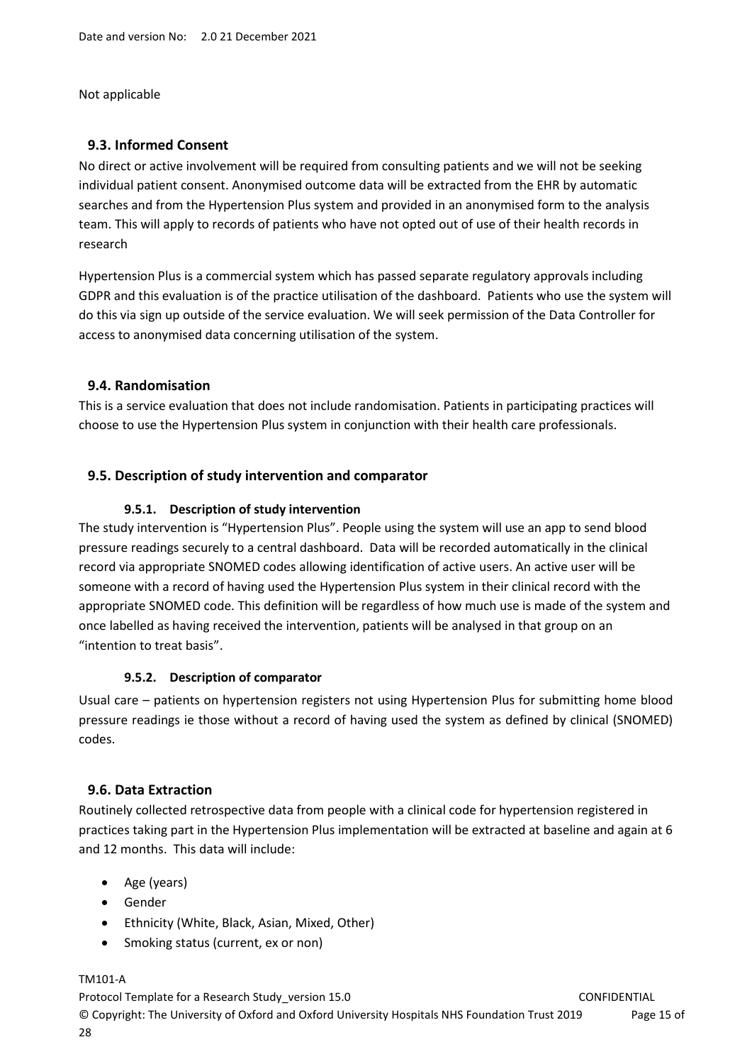Not applicable

## 9.3. Informed Consent

No direct or active involvement will be required from consulting patients and we will not be seeking individual patient consent. Anonymised outcome data will be extracted from the EHR by automatic searches and from the Hypertension Plus system and provided in an anonymised form to the analysis team. This will apply to records of patients who have not opted out of use of their health records in research

Hypertension Plus is a commercial system which has passed separate regulatory approvals including GDPR and this evaluation is of the practice utilisation of the dashboard. Patients who use the system will do this via sign up outside of the service evaluation. We will seek permission of the Data Controller for access to anonymised data concerning utilisation of the system.

## 9.4. Randomisation

This is a service evaluation that does not include randomisation. Patients in participating practices will choose to use the Hypertension Plus system in conjunction with their health care professionals.

## 9.5. Description of study intervention and comparator

### 9.5.1. Description of study intervention

The study intervention is "Hypertension Plus". People using the system will use an app to send blood pressure readings securely to a central dashboard. Data will be recorded automatically in the clinical record via appropriate SNOMED codes allowing identification of active users. An active user will be someone with a record of having used the Hypertension Plus system in their clinical record with the appropriate SNOMED code. This definition will be regardless of how much use is made of the system and once labelled as having received the intervention, patients will be analysed in that group on an "intention to treat basis".

### 9.5.2. Description of comparator

Usual care – patients on hypertension registers not using Hypertension Plus for submitting home blood pressure readings ie those without a record of having used the system as defined by clinical (SNOMED) codes.

## 9.6. Data Extraction

Routinely collected retrospective data from people with a clinical code for hypertension registered in practices taking part in the Hypertension Plus implementation will be extracted at baseline and again at 6 and 12 months. This data will include:

- Age (years)
- Gender
- Ethnicity (White, Black, Asian, Mixed, Other)
- Smoking status (current, ex or non)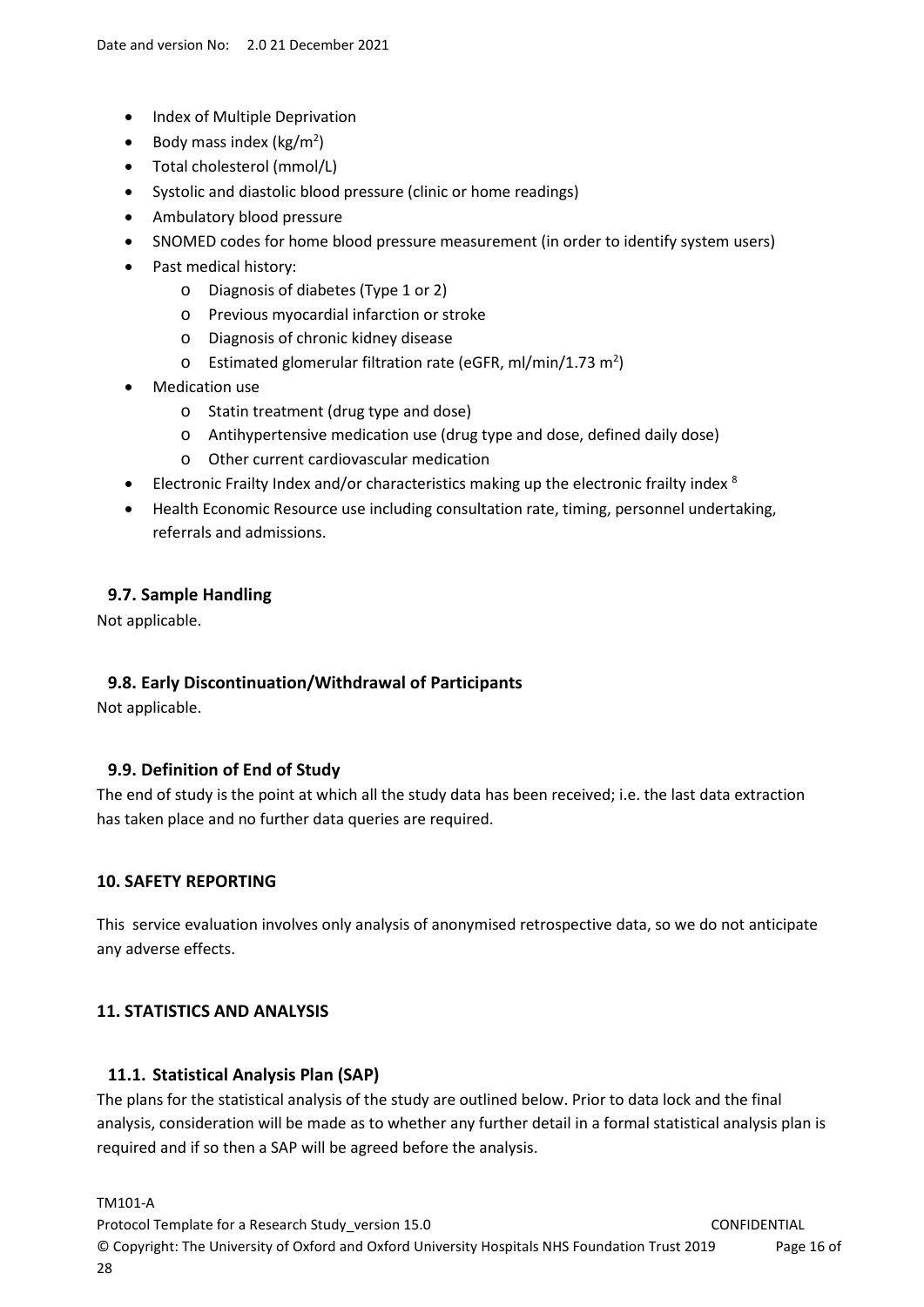- Index of Multiple Deprivation
- Body mass index ($kg/m^2$)
- Total cholesterol (mmol/L)
- Systolic and diastolic blood pressure (clinic or home readings)
- Ambulatory blood pressure
- SNOMED codes for home blood pressure measurement (in order to identify system users)
- Past medical history:
  - Diagnosis of diabetes (Type 1 or 2)
  - Previous myocardial infarction or stroke
  - Diagnosis of chronic kidney disease
  - Estimated glomerular filtration rate (eGFR, ml/min/1.73 $m^2$)
- Medication use
  - Statin treatment (drug type and dose)
  - Antihypertensive medication use (drug type and dose, defined daily dose)
  - Other current cardiovascular medication
- Electronic Frailty Index and/or characteristics making up the electronic frailty index [8]
- Health Economic Resource use including consultation rate, timing, personnel undertaking, referrals and admissions.

### 9.7. Sample Handling

Not applicable.

### 9.8. Early Discontinuation/Withdrawal of Participants

Not applicable.

### 9.9. Definition of End of Study

The end of study is the point at which all the study data has been received; i.e. the last data extraction has taken place and no further data queries are required.

## 10. SAFETY REPORTING

This service evaluation involves only analysis of anonymised retrospective data, so we do not anticipate any adverse effects.

## 11. STATISTICS AND ANALYSIS

### 11.1. Statistical Analysis Plan (SAP)

The plans for the statistical analysis of the study are outlined below. Prior to data lock and the final analysis, consideration will be made as to whether any further detail in a formal statistical analysis plan is required and if so then a SAP will be agreed before the analysis.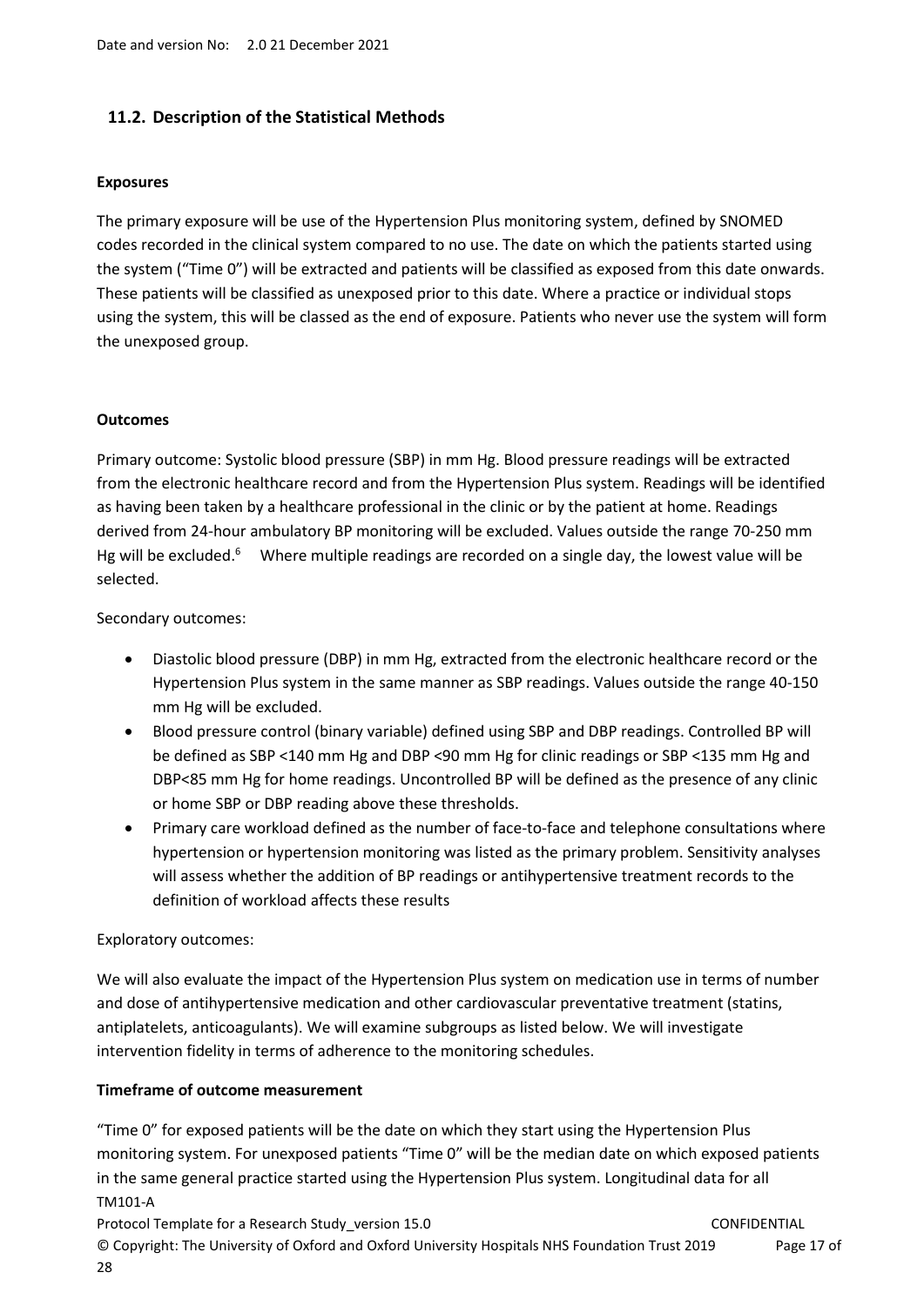## 11.2. Description of the Statistical Methods

**Exposures**

The primary exposure will be use of the Hypertension Plus monitoring system, defined by SNOMED codes recorded in the clinical system compared to no use. The date on which the patients started using the system ("Time 0") will be extracted and patients will be classified as exposed from this date onwards. These patients will be classified as unexposed prior to this date. Where a practice or individual stops using the system, this will be classed as the end of exposure. Patients who never use the system will form the unexposed group.

**Outcomes**

Primary outcome: Systolic blood pressure (SBP) in mm Hg. Blood pressure readings will be extracted from the electronic healthcare record and from the Hypertension Plus system. Readings will be identified as having been taken by a healthcare professional in the clinic or by the patient at home. Readings derived from 24-hour ambulatory BP monitoring will be excluded. Values outside the range 70-250 mm Hg will be excluded.[6] Where multiple readings are recorded on a single day, the lowest value will be selected.

Secondary outcomes:

- Diastolic blood pressure (DBP) in mm Hg, extracted from the electronic healthcare record or the Hypertension Plus system in the same manner as SBP readings. Values outside the range 40-150 mm Hg will be excluded.
- Blood pressure control (binary variable) defined using SBP and DBP readings. Controlled BP will be defined as SBP <140 mm Hg and DBP <90 mm Hg for clinic readings or SBP <135 mm Hg and DBP<85 mm Hg for home readings. Uncontrolled BP will be defined as the presence of any clinic or home SBP or DBP reading above these thresholds.
- Primary care workload defined as the number of face-to-face and telephone consultations where hypertension or hypertension monitoring was listed as the primary problem. Sensitivity analyses will assess whether the addition of BP readings or antihypertensive treatment records to the definition of workload affects these results

Exploratory outcomes:

We will also evaluate the impact of the Hypertension Plus system on medication use in terms of number and dose of antihypertensive medication and other cardiovascular preventative treatment (statins, antiplatelets, anticoagulants). We will examine subgroups as listed below. We will investigate intervention fidelity in terms of adherence to the monitoring schedules.

**Timeframe of outcome measurement**

"Time 0" for exposed patients will be the date on which they start using the Hypertension Plus monitoring system. For unexposed patients "Time 0" will be the median date on which exposed patients in the same general practice started using the Hypertension Plus system. Longitudinal data for all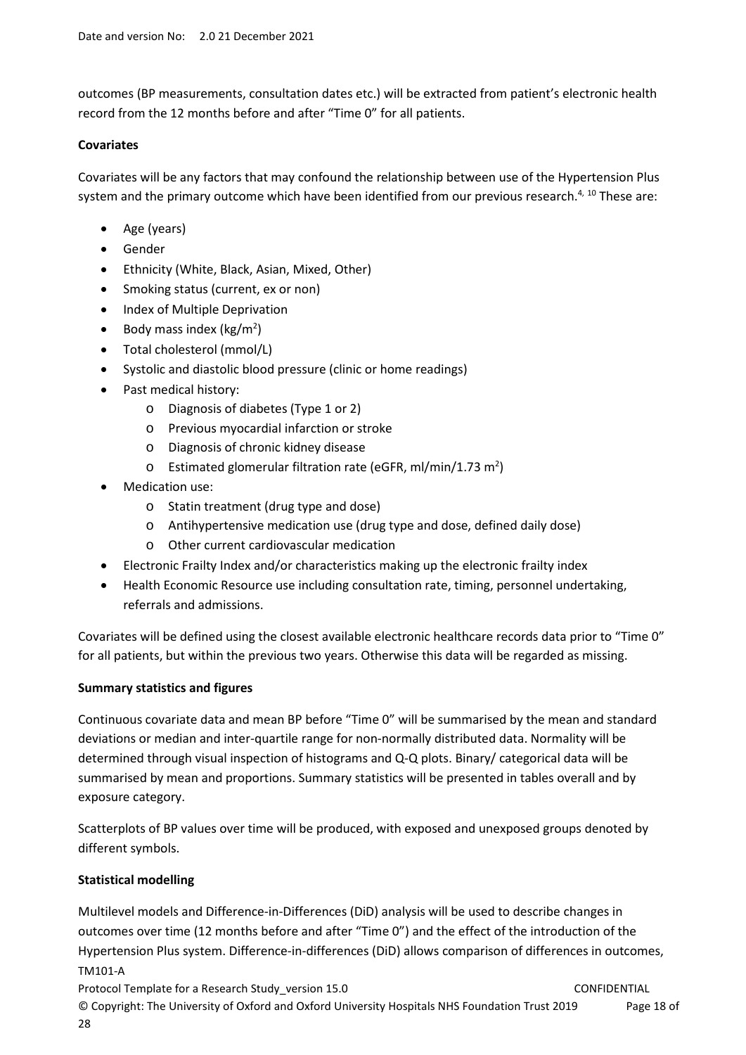outcomes (BP measurements, consultation dates etc.) will be extracted from patient's electronic health record from the 12 months before and after "Time 0" for all patients.

**Covariates**

Covariates will be any factors that may confound the relationship between use of the Hypertension Plus system and the primary outcome which have been identified from our previous research.[4, 10] These are:

- Age (years)
- Gender
- Ethnicity (White, Black, Asian, Mixed, Other)
- Smoking status (current, ex or non)
- Index of Multiple Deprivation
- Body mass index ($kg/m^2$)
- Total cholesterol (mmol/L)
- Systolic and diastolic blood pressure (clinic or home readings)
- Past medical history:
  - Diagnosis of diabetes (Type 1 or 2)
  - Previous myocardial infarction or stroke
  - Diagnosis of chronic kidney disease
  - Estimated glomerular filtration rate (eGFR, ml/min/1.73 $m^2$)
- Medication use:
  - Statin treatment (drug type and dose)
  - Antihypertensive medication use (drug type and dose, defined daily dose)
  - Other current cardiovascular medication
- Electronic Frailty Index and/or characteristics making up the electronic frailty index
- Health Economic Resource use including consultation rate, timing, personnel undertaking, referrals and admissions.

Covariates will be defined using the closest available electronic healthcare records data prior to "Time 0" for all patients, but within the previous two years. Otherwise this data will be regarded as missing.

**Summary statistics and figures**

Continuous covariate data and mean BP before "Time 0" will be summarised by the mean and standard deviations or median and inter-quartile range for non-normally distributed data. Normality will be determined through visual inspection of histograms and Q-Q plots. Binary/ categorical data will be summarised by mean and proportions. Summary statistics will be presented in tables overall and by exposure category.

Scatterplots of BP values over time will be produced, with exposed and unexposed groups denoted by different symbols.

**Statistical modelling**

Multilevel models and Difference-in-Differences (DiD) analysis will be used to describe changes in outcomes over time (12 months before and after "Time 0") and the effect of the introduction of the Hypertension Plus system. Difference-in-differences (DiD) allows comparison of differences in outcomes,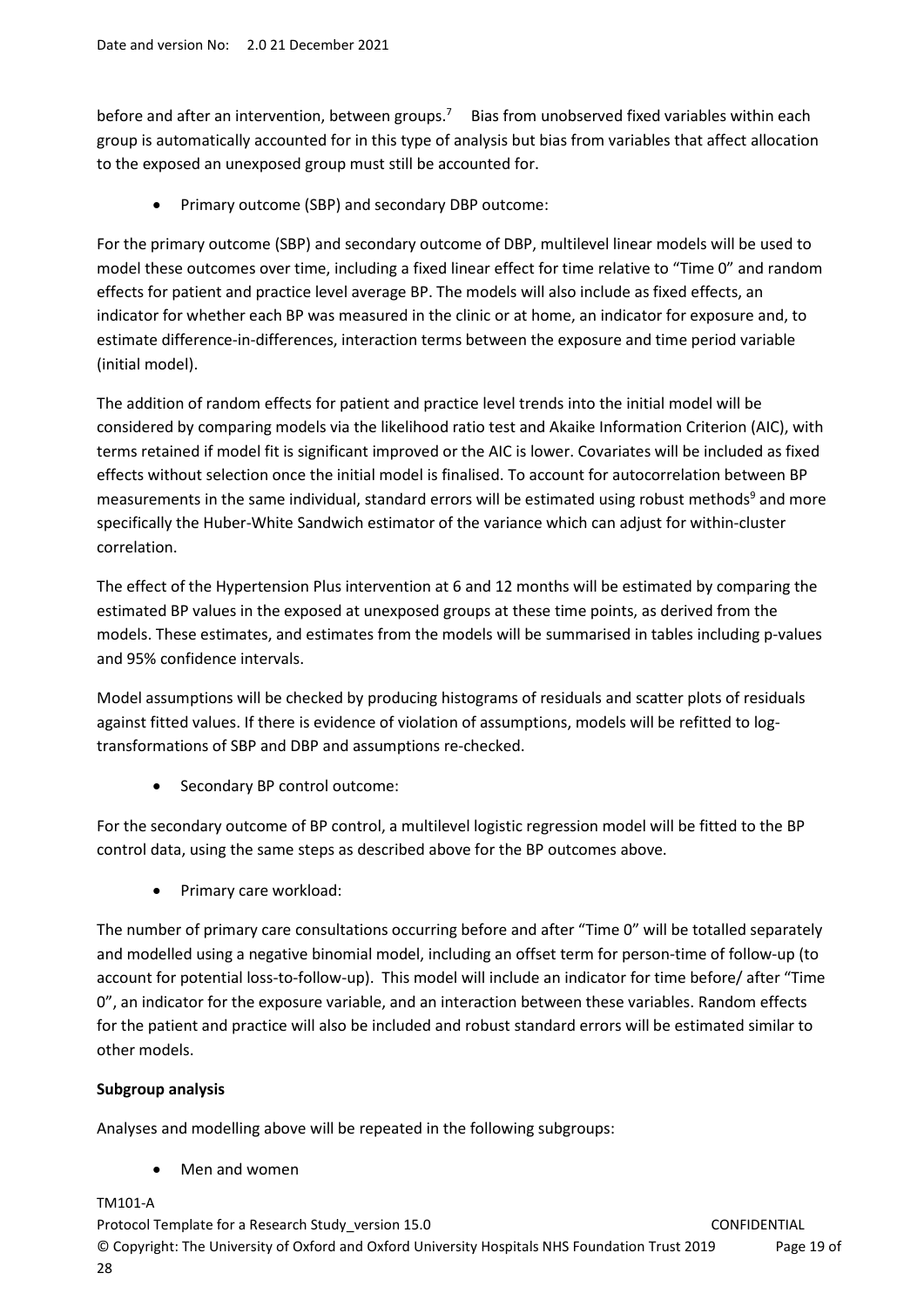before and after an intervention, between groups.[7] Bias from unobserved fixed variables within each group is automatically accounted for in this type of analysis but bias from variables that affect allocation to the exposed an unexposed group must still be accounted for.

- Primary outcome (SBP) and secondary DBP outcome:

For the primary outcome (SBP) and secondary outcome of DBP, multilevel linear models will be used to model these outcomes over time, including a fixed linear effect for time relative to "Time 0" and random effects for patient and practice level average BP. The models will also include as fixed effects, an indicator for whether each BP was measured in the clinic or at home, an indicator for exposure and, to estimate difference-in-differences, interaction terms between the exposure and time period variable (initial model).

The addition of random effects for patient and practice level trends into the initial model will be considered by comparing models via the likelihood ratio test and Akaike Information Criterion (AIC), with terms retained if model fit is significant improved or the AIC is lower. Covariates will be included as fixed effects without selection once the initial model is finalised. To account for autocorrelation between BP measurements in the same individual, standard errors will be estimated using robust methods[9] and more specifically the Huber-White Sandwich estimator of the variance which can adjust for within-cluster correlation.

The effect of the Hypertension Plus intervention at 6 and 12 months will be estimated by comparing the estimated BP values in the exposed at unexposed groups at these time points, as derived from the models. These estimates, and estimates from the models will be summarised in tables including p-values and 95% confidence intervals.

Model assumptions will be checked by producing histograms of residuals and scatter plots of residuals against fitted values. If there is evidence of violation of assumptions, models will be refitted to log-transformations of SBP and DBP and assumptions re-checked.

- Secondary BP control outcome:

For the secondary outcome of BP control, a multilevel logistic regression model will be fitted to the BP control data, using the same steps as described above for the BP outcomes above.

- Primary care workload:

The number of primary care consultations occurring before and after "Time 0" will be totalled separately and modelled using a negative binomial model, including an offset term for person-time of follow-up (to account for potential loss-to-follow-up). This model will include an indicator for time before/ after "Time 0", an indicator for the exposure variable, and an interaction between these variables. Random effects for the patient and practice will also be included and robust standard errors will be estimated similar to other models.

**Subgroup analysis**

Analyses and modelling above will be repeated in the following subgroups:

- Men and women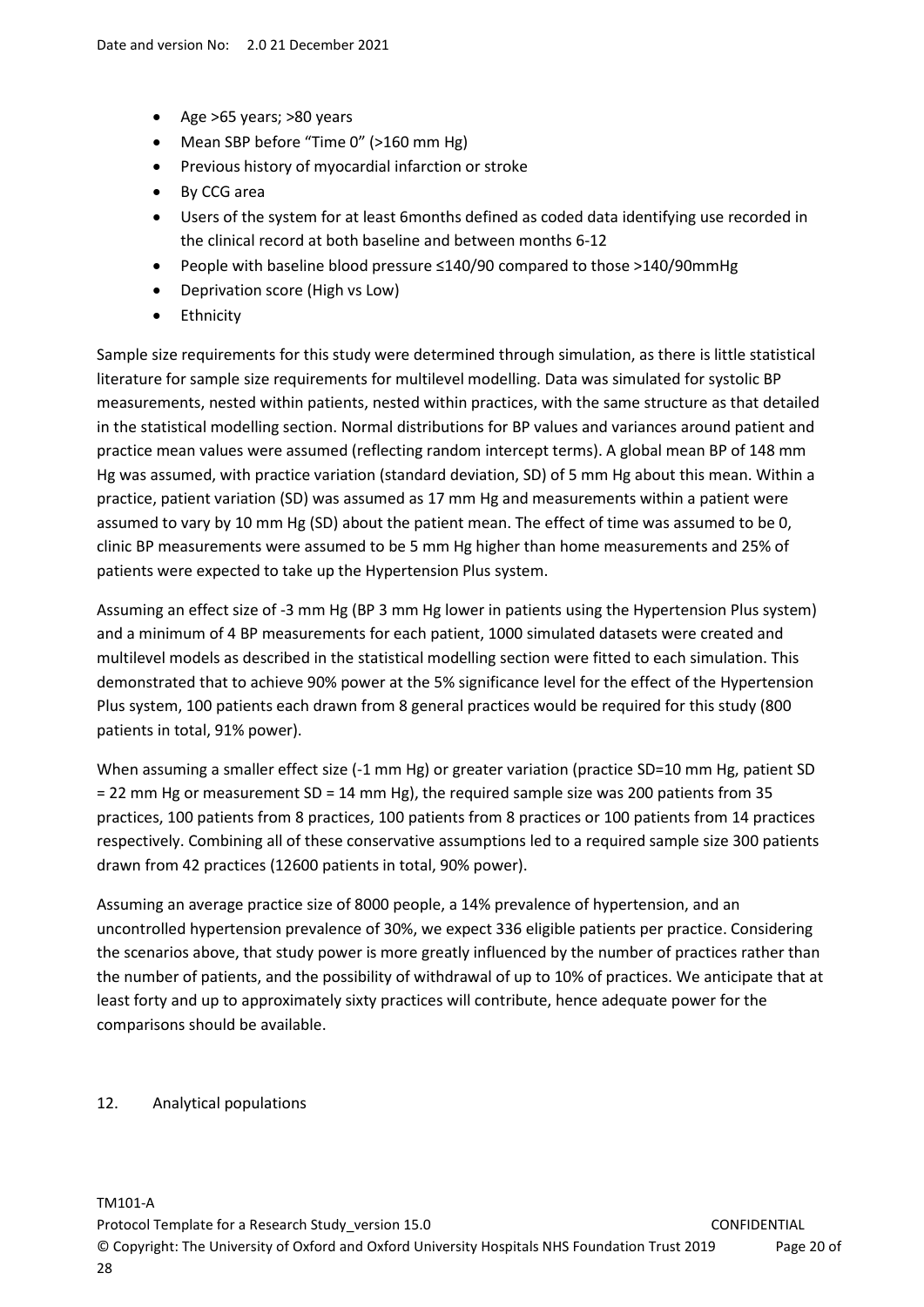- Age >65 years; >80 years
- Mean SBP before "Time 0" (>160 mm Hg)
- Previous history of myocardial infarction or stroke
- By CCG area
- Users of the system for at least 6months defined as coded data identifying use recorded in the clinical record at both baseline and between months 6-12
- People with baseline blood pressure ≤140/90 compared to those >140/90mmHg
- Deprivation score (High vs Low)
- Ethnicity

Sample size requirements for this study were determined through simulation, as there is little statistical literature for sample size requirements for multilevel modelling. Data was simulated for systolic BP measurements, nested within patients, nested within practices, with the same structure as that detailed in the statistical modelling section. Normal distributions for BP values and variances around patient and practice mean values were assumed (reflecting random intercept terms). A global mean BP of 148 mm Hg was assumed, with practice variation (standard deviation, SD) of 5 mm Hg about this mean. Within a practice, patient variation (SD) was assumed as 17 mm Hg and measurements within a patient were assumed to vary by 10 mm Hg (SD) about the patient mean. The effect of time was assumed to be 0, clinic BP measurements were assumed to be 5 mm Hg higher than home measurements and 25% of patients were expected to take up the Hypertension Plus system.

Assuming an effect size of -3 mm Hg (BP 3 mm Hg lower in patients using the Hypertension Plus system) and a minimum of 4 BP measurements for each patient, 1000 simulated datasets were created and multilevel models as described in the statistical modelling section were fitted to each simulation. This demonstrated that to achieve 90% power at the 5% significance level for the effect of the Hypertension Plus system, 100 patients each drawn from 8 general practices would be required for this study (800 patients in total, 91% power).

When assuming a smaller effect size (-1 mm Hg) or greater variation (practice SD=10 mm Hg, patient SD = 22 mm Hg or measurement SD = 14 mm Hg), the required sample size was 200 patients from 35 practices, 100 patients from 8 practices, 100 patients from 8 practices or 100 patients from 14 practices respectively. Combining all of these conservative assumptions led to a required sample size 300 patients drawn from 42 practices (12600 patients in total, 90% power).

Assuming an average practice size of 8000 people, a 14% prevalence of hypertension, and an uncontrolled hypertension prevalence of 30%, we expect 336 eligible patients per practice. Considering the scenarios above, that study power is more greatly influenced by the number of practices rather than the number of patients, and the possibility of withdrawal of up to 10% of practices. We anticipate that at least forty and up to approximately sixty practices will contribute, hence adequate power for the comparisons should be available.

## 12. Analytical populations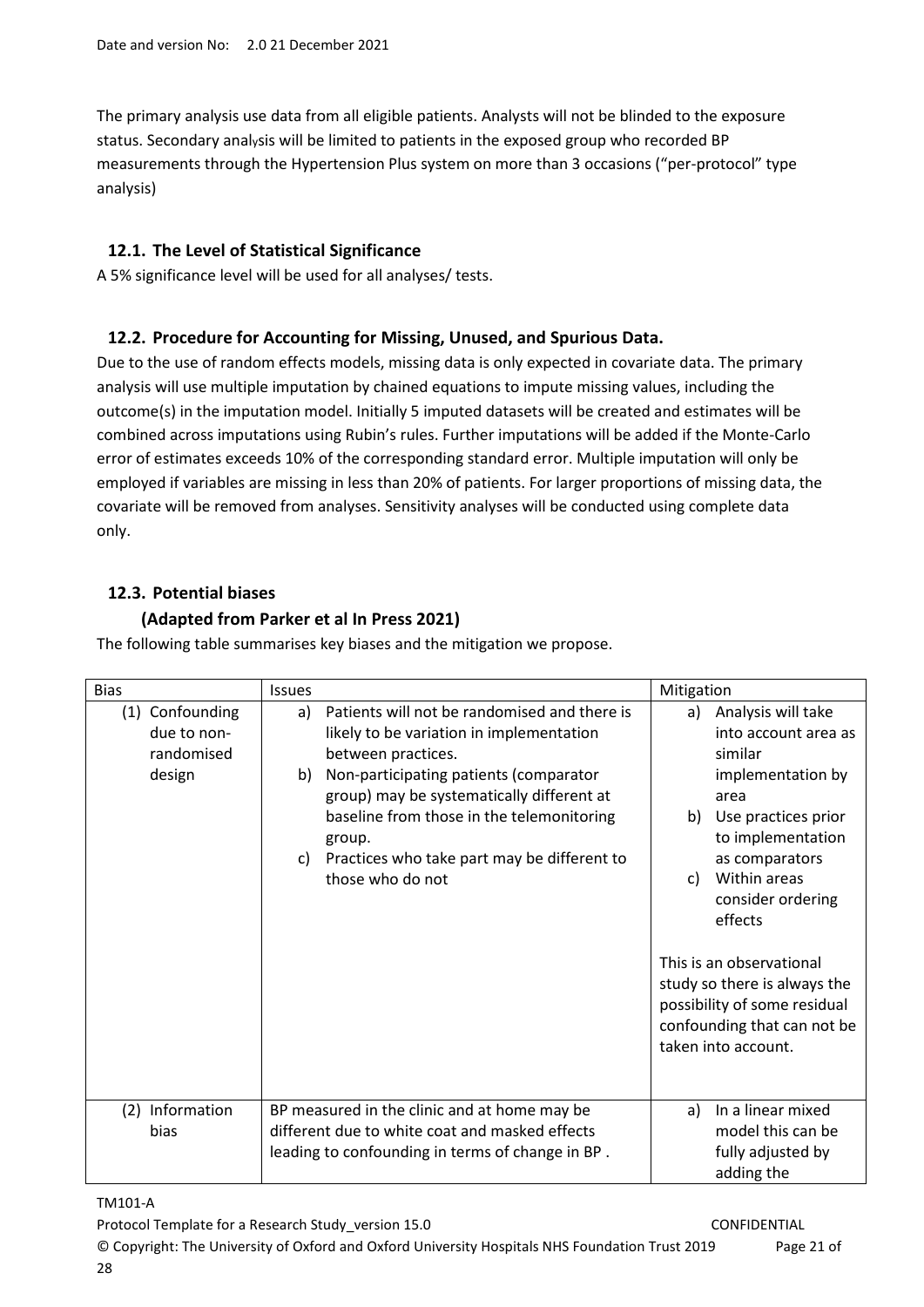The primary analysis use data from all eligible patients. Analysts will not be blinded to the exposure status. Secondary analysis will be limited to patients in the exposed group who recorded BP measurements through the Hypertension Plus system on more than 3 occasions ("per-protocol" type analysis)

## 12.1. The Level of Statistical Significance

A 5% significance level will be used for all analyses/ tests.

## 12.2. Procedure for Accounting for Missing, Unused, and Spurious Data.

Due to the use of random effects models, missing data is only expected in covariate data. The primary analysis will use multiple imputation by chained equations to impute missing values, including the outcome(s) in the imputation model. Initially 5 imputed datasets will be created and estimates will be combined across imputations using Rubin's rules. Further imputations will be added if the Monte-Carlo error of estimates exceeds 10% of the corresponding standard error. Multiple imputation will only be employed if variables are missing in less than 20% of patients. For larger proportions of missing data, the covariate will be removed from analyses. Sensitivity analyses will be conducted using complete data only.

## 12.3. Potential biases

### (Adapted from Parker et al In Press 2021)

The following table summarises key biases and the mitigation we propose.

| Bias | Issues | Mitigation |
|---|---|---|
| (1) Confounding due to non-randomised design | a) Patients will not be randomised and there is likely to be variation in implementation between practices.<br>b) Non-participating patients (comparator group) may be systematically different at baseline from those in the telemonitoring group.<br>c) Practices who take part may be different to those who do not | a) Analysis will take into account area as similar implementation by area<br>b) Use practices prior to implementation as comparators<br>c) Within areas consider ordering effects<br><br>This is an observational study so there is always the possibility of some residual confounding that can not be taken into account. |
| (2) Information bias | BP measured in the clinic and at home may be different due to white coat and masked effects leading to confounding in terms of change in BP . | a) In a linear mixed model this can be fully adjusted by adding the |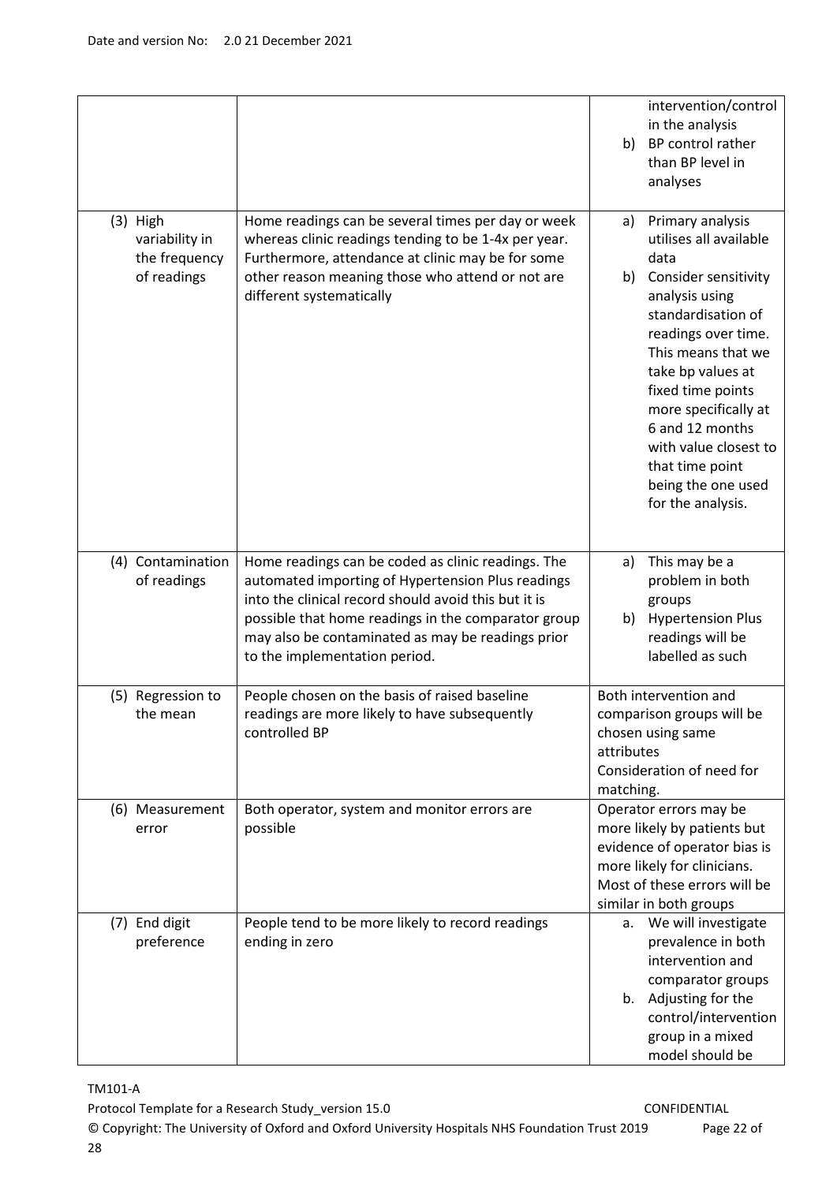| | | |
|---|---|---|
| | | intervention/control in the analysis<br>b) BP control rather than BP level in analyses |
| (3) High variability in the frequency of readings | Home readings can be several times per day or week whereas clinic readings tending to be 1-4x per year. Furthermore, attendance at clinic may be for some other reason meaning those who attend or not are different systematically | a) Primary analysis utilises all available data<br>b) Consider sensitivity analysis using standardisation of readings over time. This means that we take bp values at fixed time points more specifically at 6 and 12 months with value closest to that time point being the one used for the analysis. |
| (4) Contamination of readings | Home readings can be coded as clinic readings. The automated importing of Hypertension Plus readings into the clinical record should avoid this but it is possible that home readings in the comparator group may also be contaminated as may be readings prior to the implementation period. | a) This may be a problem in both groups<br>b) Hypertension Plus readings will be labelled as such |
| (5) Regression to the mean | People chosen on the basis of raised baseline readings are more likely to have subsequently controlled BP | Both intervention and comparison groups will be chosen using same attributes<br>Consideration of need for matching. |
| (6) Measurement error | Both operator, system and monitor errors are possible | Operator errors may be more likely by patients but evidence of operator bias is more likely for clinicians. Most of these errors will be similar in both groups |
| (7) End digit preference | People tend to be more likely to record readings ending in zero | a. We will investigate prevalence in both intervention and comparator groups<br>b. Adjusting for the control/intervention group in a mixed model should be |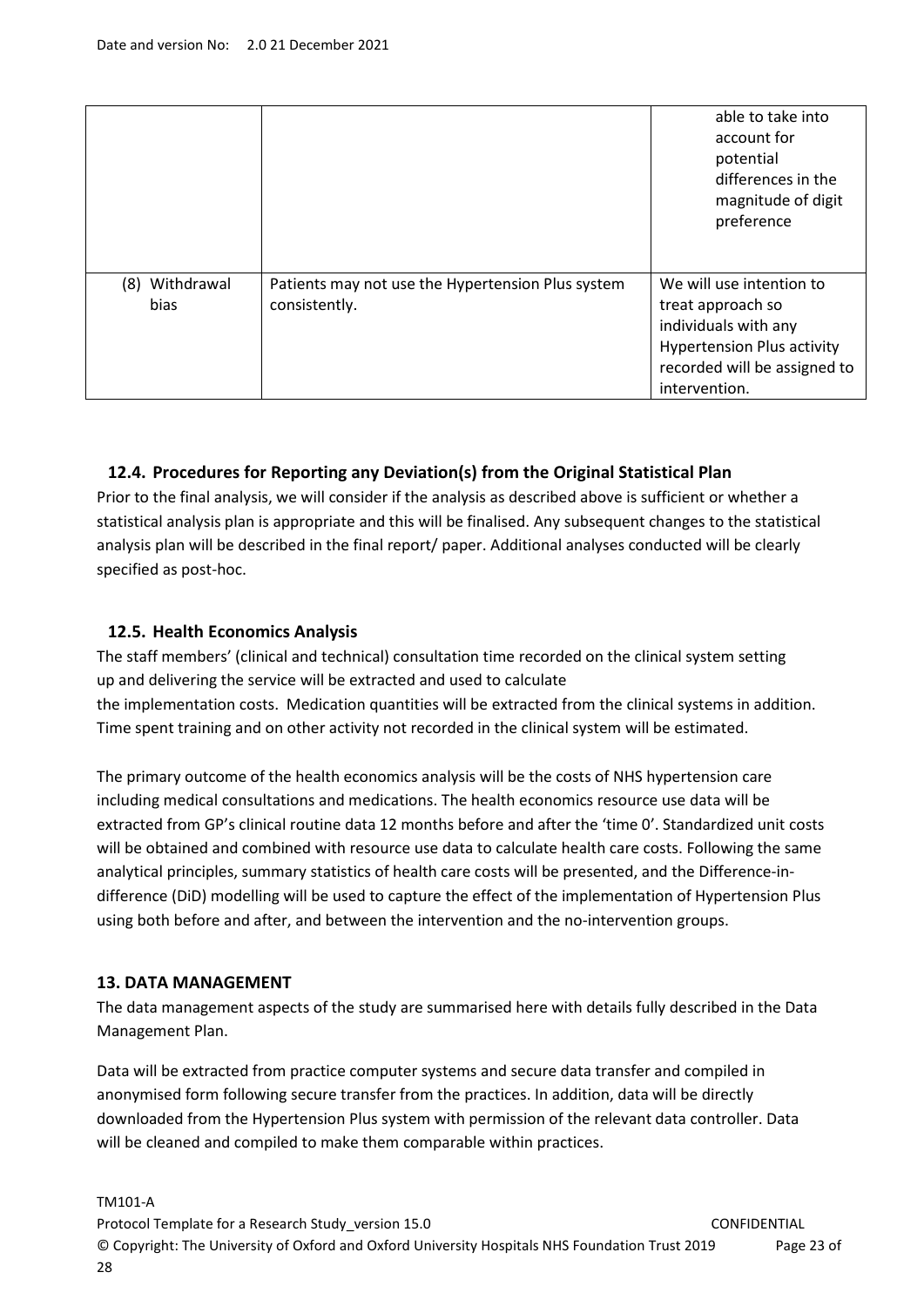| | | |
|---|---|---|
| | | able to take into account for potential differences in the magnitude of digit preference |
| (8) Withdrawal bias | Patients may not use the Hypertension Plus system consistently. | We will use intention to treat approach so individuals with any Hypertension Plus activity recorded will be assigned to intervention. |

### 12.4. Procedures for Reporting any Deviation(s) from the Original Statistical Plan

Prior to the final analysis, we will consider if the analysis as described above is sufficient or whether a statistical analysis plan is appropriate and this will be finalised. Any subsequent changes to the statistical analysis plan will be described in the final report/ paper. Additional analyses conducted will be clearly specified as post-hoc.

### 12.5. Health Economics Analysis

The staff members' (clinical and technical) consultation time recorded on the clinical system setting up and delivering the service will be extracted and used to calculate the implementation costs. Medication quantities will be extracted from the clinical systems in addition. Time spent training and on other activity not recorded in the clinical system will be estimated.

The primary outcome of the health economics analysis will be the costs of NHS hypertension care including medical consultations and medications. The health economics resource use data will be extracted from GP's clinical routine data 12 months before and after the 'time 0'. Standardized unit costs will be obtained and combined with resource use data to calculate health care costs. Following the same analytical principles, summary statistics of health care costs will be presented, and the Difference-in-difference (DiD) modelling will be used to capture the effect of the implementation of Hypertension Plus using both before and after, and between the intervention and the no-intervention groups.

## 13. DATA MANAGEMENT

The data management aspects of the study are summarised here with details fully described in the Data Management Plan.

Data will be extracted from practice computer systems and secure data transfer and compiled in anonymised form following secure transfer from the practices. In addition, data will be directly downloaded from the Hypertension Plus system with permission of the relevant data controller. Data will be cleaned and compiled to make them comparable within practices.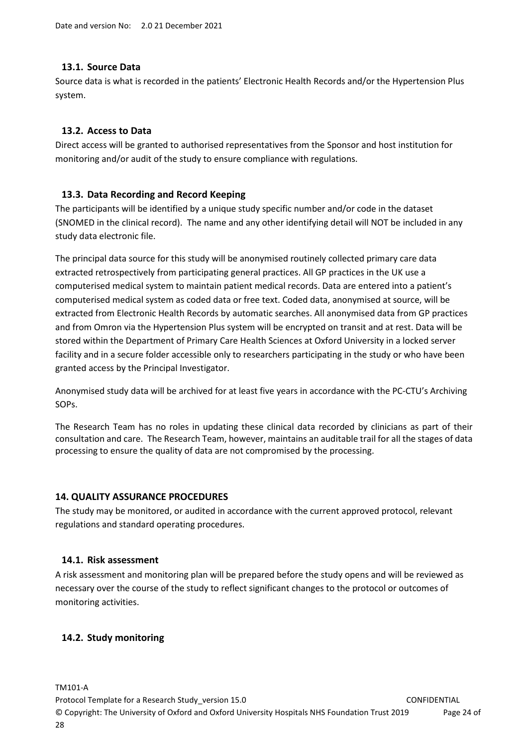### 13.1. Source Data

Source data is what is recorded in the patients' Electronic Health Records and/or the Hypertension Plus system.

### 13.2. Access to Data

Direct access will be granted to authorised representatives from the Sponsor and host institution for monitoring and/or audit of the study to ensure compliance with regulations.

### 13.3. Data Recording and Record Keeping

The participants will be identified by a unique study specific number and/or code in the dataset (SNOMED in the clinical record). The name and any other identifying detail will NOT be included in any study data electronic file.

The principal data source for this study will be anonymised routinely collected primary care data extracted retrospectively from participating general practices. All GP practices in the UK use a computerised medical system to maintain patient medical records. Data are entered into a patient's computerised medical system as coded data or free text. Coded data, anonymised at source, will be extracted from Electronic Health Records by automatic searches. All anonymised data from GP practices and from Omron via the Hypertension Plus system will be encrypted on transit and at rest. Data will be stored within the Department of Primary Care Health Sciences at Oxford University in a locked server facility and in a secure folder accessible only to researchers participating in the study or who have been granted access by the Principal Investigator.

Anonymised study data will be archived for at least five years in accordance with the PC-CTU's Archiving SOPs.

The Research Team has no roles in updating these clinical data recorded by clinicians as part of their consultation and care. The Research Team, however, maintains an auditable trail for all the stages of data processing to ensure the quality of data are not compromised by the processing.

## 14. QUALITY ASSURANCE PROCEDURES

The study may be monitored, or audited in accordance with the current approved protocol, relevant regulations and standard operating procedures.

### 14.1. Risk assessment

A risk assessment and monitoring plan will be prepared before the study opens and will be reviewed as necessary over the course of the study to reflect significant changes to the protocol or outcomes of monitoring activities.

### 14.2. Study monitoring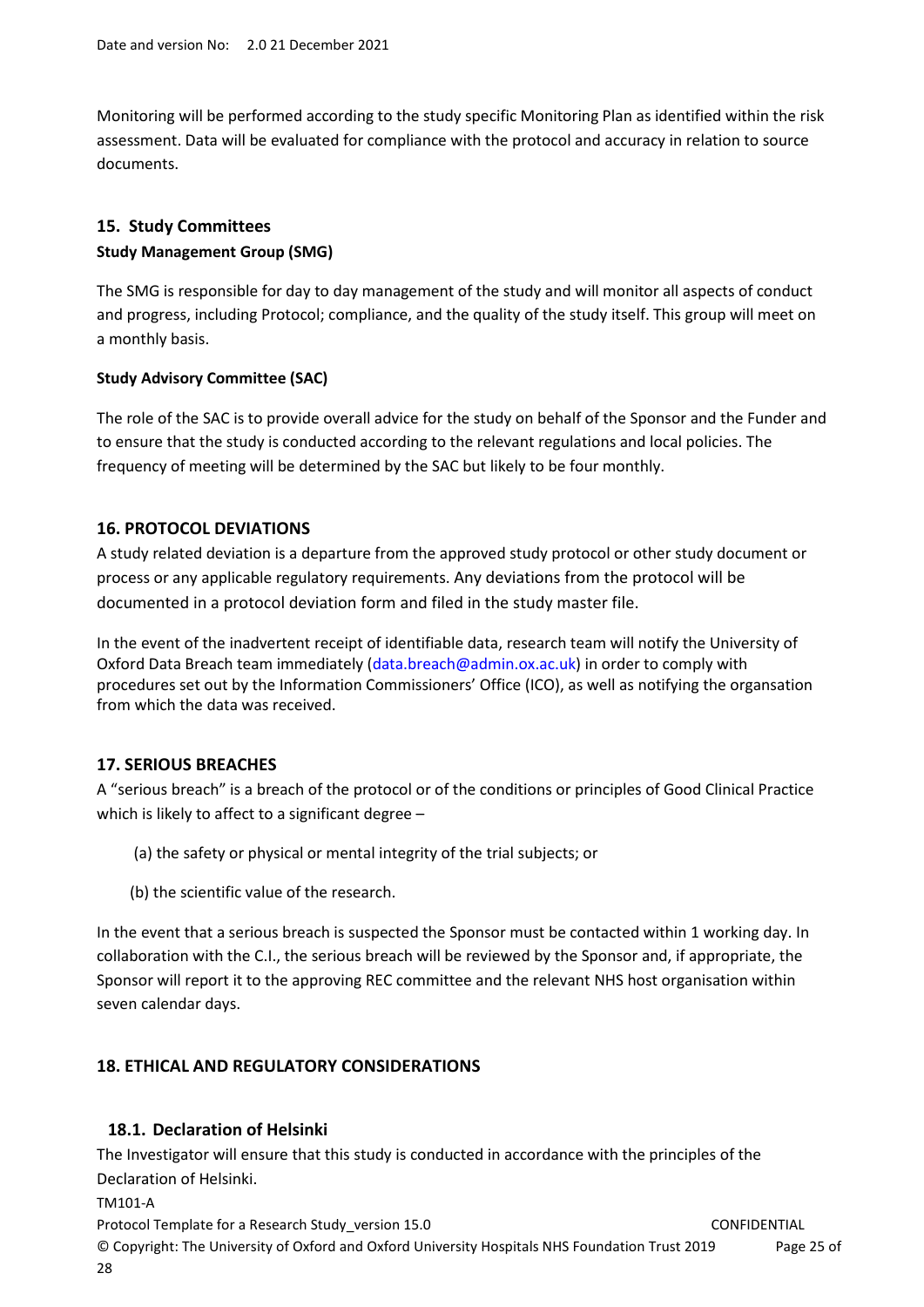Monitoring will be performed according to the study specific Monitoring Plan as identified within the risk assessment. Data will be evaluated for compliance with the protocol and accuracy in relation to source documents.

## 15. Study Committees

**Study Management Group (SMG)**

The SMG is responsible for day to day management of the study and will monitor all aspects of conduct and progress, including Protocol; compliance, and the quality of the study itself. This group will meet on a monthly basis.

**Study Advisory Committee (SAC)**

The role of the SAC is to provide overall advice for the study on behalf of the Sponsor and the Funder and to ensure that the study is conducted according to the relevant regulations and local policies. The frequency of meeting will be determined by the SAC but likely to be four monthly.

## 16. PROTOCOL DEVIATIONS

A study related deviation is a departure from the approved study protocol or other study document or process or any applicable regulatory requirements. Any deviations from the protocol will be documented in a protocol deviation form and filed in the study master file.

In the event of the inadvertent receipt of identifiable data, research team will notify the University of Oxford Data Breach team immediately (data.breach@admin.ox.ac.uk) in order to comply with procedures set out by the Information Commissioners' Office (ICO), as well as notifying the organsation from which the data was received.

## 17. SERIOUS BREACHES

A "serious breach" is a breach of the protocol or of the conditions or principles of Good Clinical Practice which is likely to affect to a significant degree –

(a) the safety or physical or mental integrity of the trial subjects; or

(b) the scientific value of the research.

In the event that a serious breach is suspected the Sponsor must be contacted within 1 working day. In collaboration with the C.I., the serious breach will be reviewed by the Sponsor and, if appropriate, the Sponsor will report it to the approving REC committee and the relevant NHS host organisation within seven calendar days.

## 18. ETHICAL AND REGULATORY CONSIDERATIONS

### 18.1. Declaration of Helsinki

The Investigator will ensure that this study is conducted in accordance with the principles of the Declaration of Helsinki.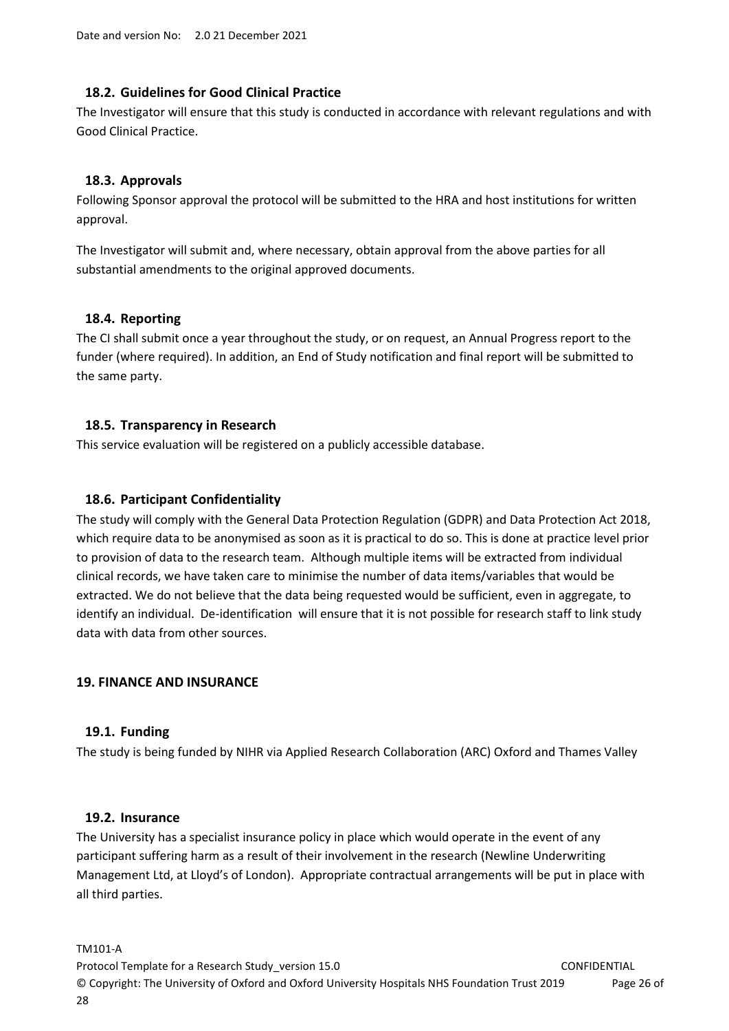### 18.2. Guidelines for Good Clinical Practice

The Investigator will ensure that this study is conducted in accordance with relevant regulations and with Good Clinical Practice.

### 18.3. Approvals

Following Sponsor approval the protocol will be submitted to the HRA and host institutions for written approval.

The Investigator will submit and, where necessary, obtain approval from the above parties for all substantial amendments to the original approved documents.

### 18.4. Reporting

The CI shall submit once a year throughout the study, or on request, an Annual Progress report to the funder (where required). In addition, an End of Study notification and final report will be submitted to the same party.

### 18.5. Transparency in Research

This service evaluation will be registered on a publicly accessible database.

### 18.6. Participant Confidentiality

The study will comply with the General Data Protection Regulation (GDPR) and Data Protection Act 2018, which require data to be anonymised as soon as it is practical to do so. This is done at practice level prior to provision of data to the research team. Although multiple items will be extracted from individual clinical records, we have taken care to minimise the number of data items/variables that would be extracted. We do not believe that the data being requested would be sufficient, even in aggregate, to identify an individual. De-identification will ensure that it is not possible for research staff to link study data with data from other sources.

## 19. FINANCE AND INSURANCE

### 19.1. Funding

The study is being funded by NIHR via Applied Research Collaboration (ARC) Oxford and Thames Valley

### 19.2. Insurance

The University has a specialist insurance policy in place which would operate in the event of any participant suffering harm as a result of their involvement in the research (Newline Underwriting Management Ltd, at Lloyd's of London). Appropriate contractual arrangements will be put in place with all third parties.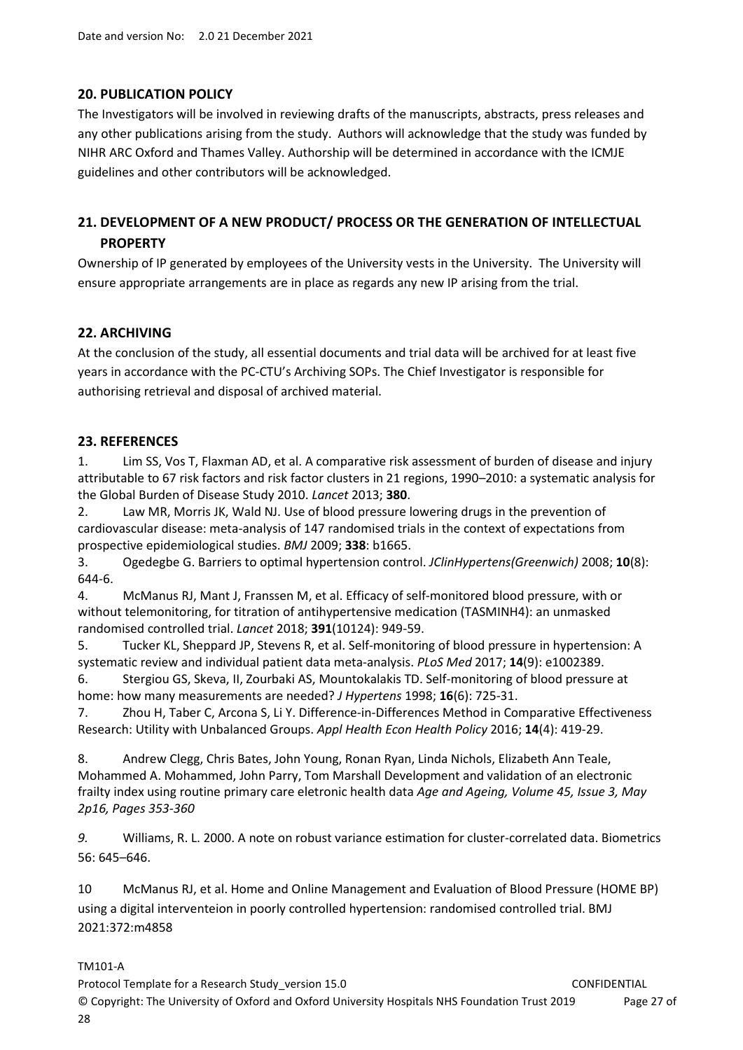## 20. PUBLICATION POLICY

The Investigators will be involved in reviewing drafts of the manuscripts, abstracts, press releases and any other publications arising from the study. Authors will acknowledge that the study was funded by NIHR ARC Oxford and Thames Valley. Authorship will be determined in accordance with the ICMJE guidelines and other contributors will be acknowledged.

## 21. DEVELOPMENT OF A NEW PRODUCT/ PROCESS OR THE GENERATION OF INTELLECTUAL PROPERTY

Ownership of IP generated by employees of the University vests in the University. The University will ensure appropriate arrangements are in place as regards any new IP arising from the trial.

## 22. ARCHIVING

At the conclusion of the study, all essential documents and trial data will be archived for at least five years in accordance with the PC-CTU's Archiving SOPs. The Chief Investigator is responsible for authorising retrieval and disposal of archived material.

## 23. REFERENCES

1. Lim SS, Vos T, Flaxman AD, et al. A comparative risk assessment of burden of disease and injury attributable to 67 risk factors and risk factor clusters in 21 regions, 1990–2010: a systematic analysis for the Global Burden of Disease Study 2010. *Lancet* 2013; **380**.
2. Law MR, Morris JK, Wald NJ. Use of blood pressure lowering drugs in the prevention of cardiovascular disease: meta-analysis of 147 randomised trials in the context of expectations from prospective epidemiological studies. *BMJ* 2009; **338**: b1665.
3. Ogedegbe G. Barriers to optimal hypertension control. *JClinHypertens(Greenwich)* 2008; **10**(8): 644-6.
4. McManus RJ, Mant J, Franssen M, et al. Efficacy of self-monitored blood pressure, with or without telemonitoring, for titration of antihypertensive medication (TASMINH4): an unmasked randomised controlled trial. *Lancet* 2018; **391**(10124): 949-59.
5. Tucker KL, Sheppard JP, Stevens R, et al. Self-monitoring of blood pressure in hypertension: A systematic review and individual patient data meta-analysis. *PLoS Med* 2017; **14**(9): e1002389.
6. Stergiou GS, Skeva, II, Zourbaki AS, Mountokalakis TD. Self-monitoring of blood pressure at home: how many measurements are needed? *J Hypertens* 1998; **16**(6): 725-31.
7. Zhou H, Taber C, Arcona S, Li Y. Difference-in-Differences Method in Comparative Effectiveness Research: Utility with Unbalanced Groups. *Appl Health Econ Health Policy* 2016; **14**(4): 419-29.
8. Andrew Clegg, Chris Bates, John Young, Ronan Ryan, Linda Nichols, Elizabeth Ann Teale, Mohammed A. Mohammed, John Parry, Tom Marshall Development and validation of an electronic frailty index using routine primary care eletronic health data *Age and Ageing, Volume 45, Issue 3, May 2p16, Pages 353-360*
9. Williams, R. L. 2000. A note on robust variance estimation for cluster-correlated data. Biometrics 56: 645–646.
10. McManus RJ, et al. Home and Online Management and Evaluation of Blood Pressure (HOME BP) using a digital interventeion in poorly controlled hypertension: randomised controlled trial. BMJ 2021:372:m4858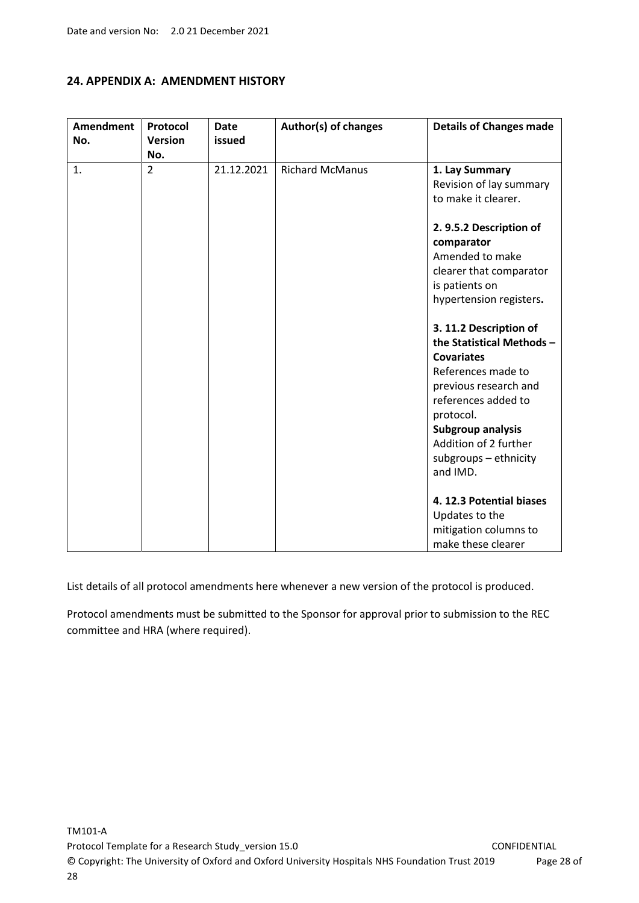## 24. APPENDIX A: AMENDMENT HISTORY

| Amendment No. | Protocol Version No. | Date issued | Author(s) of changes | Details of Changes made |
|---|---|---|---|---|
| 1. | 2 | 21.12.2021 | Richard McManus | **1. Lay Summary** Revision of lay summary to make it clearer. **2. 9.5.2 Description of comparator** Amended to make clearer that comparator is patients on hypertension registers**.** **3. 11.2 Description of the Statistical Methods – Covariates** References made to previous research and references added to protocol. **Subgroup analysis** Addition of 2 further subgroups – ethnicity and IMD. **4. 12.3 Potential biases** Updates to the mitigation columns to make these clearer |

List details of all protocol amendments here whenever a new version of the protocol is produced.

Protocol amendments must be submitted to the Sponsor for approval prior to submission to the REC committee and HRA (where required).